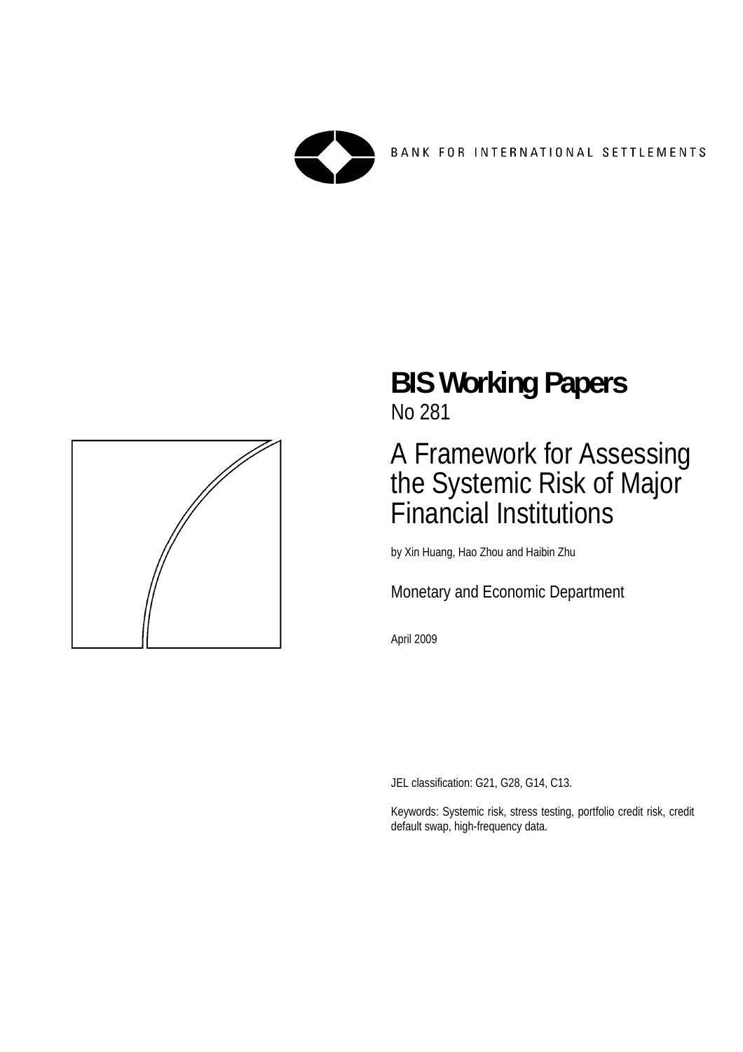BANK FOR INTERNATIONAL SETTLEMENTS

# BIS Working Papers

No 281

## A Framework for Assessing the Systemic Risk of Major Financial Institutions

by Xin Huang, Hao Zhou and Haibin Zhu

Monetary and Economic Department

April 2009

JEL classification: G21, G28, G14, C13.

Keywords: Systemic risk, stress testing, portfolio credit risk, credit default swap, high-frequency data.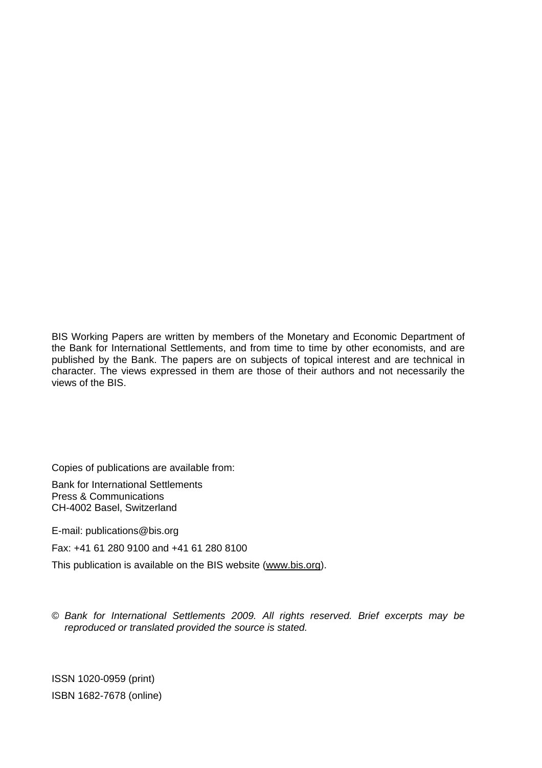BIS Working Papers are written by members of the Monetary and Economic Department of the Bank for International Settlements, and from time to time by other economists, and are published by the Bank. The papers are on subjects of topical interest and are technical in character. The views expressed in them are those of their authors and not necessarily the views of the BIS.

Copies of publications are available from:

Bank for International Settlements
Press & Communications
CH-4002 Basel, Switzerland

E-mail: publications@bis.org

Fax: +41 61 280 9100 and +41 61 280 8100

This publication is available on the BIS website (www.bis.org).

© *Bank for International Settlements 2009. All rights reserved. Brief excerpts may be reproduced or translated provided the source is stated.*

ISSN 1020-0959 (print)

ISBN 1682-7678 (online)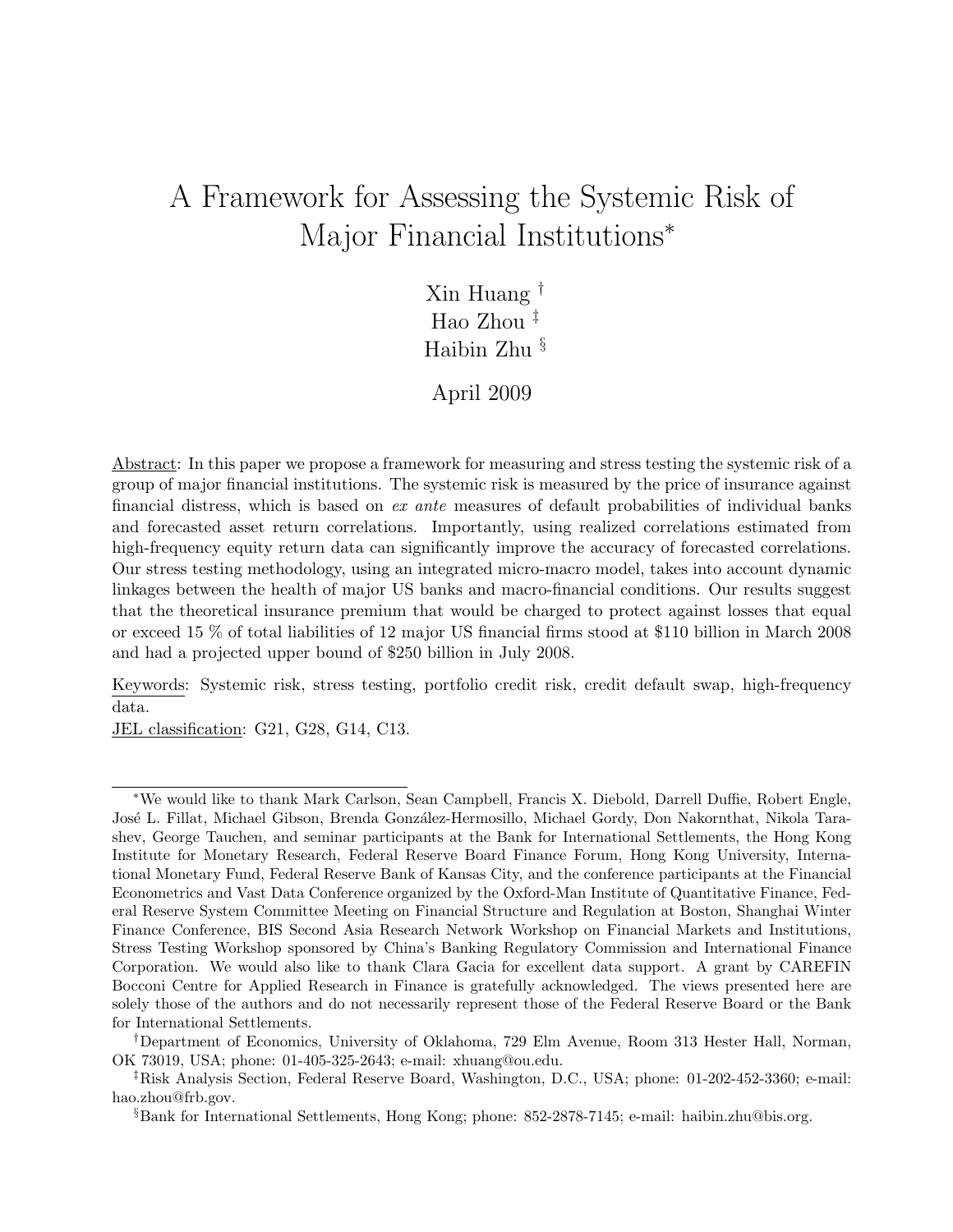# A Framework for Assessing the Systemic Risk of Major Financial Institutions*

Xin Huang [†]
Hao Zhou [‡]
Haibin Zhu [§]

April 2009

Abstract: In this paper we propose a framework for measuring and stress testing the systemic risk of a group of major financial institutions. The systemic risk is measured by the price of insurance against financial distress, which is based on *ex ante* measures of default probabilities of individual banks and forecasted asset return correlations. Importantly, using realized correlations estimated from high-frequency equity return data can significantly improve the accuracy of forecasted correlations. Our stress testing methodology, using an integrated micro-macro model, takes into account dynamic linkages between the health of major US banks and macro-financial conditions. Our results suggest that the theoretical insurance premium that would be charged to protect against losses that equal or exceed 15 % of total liabilities of 12 major US financial firms stood at $110 billion in March 2008 and had a projected upper bound of $250 billion in July 2008.

Keywords: Systemic risk, stress testing, portfolio credit risk, credit default swap, high-frequency data.

JEL classification: G21, G28, G14, C13.

---

*We would like to thank Mark Carlson, Sean Campbell, Francis X. Diebold, Darrell Duffie, Robert Engle, José L. Fillat, Michael Gibson, Brenda González-Hermosillo, Michael Gordy, Don Nakornthat, Nikola Tarashev, George Tauchen, and seminar participants at the Bank for International Settlements, the Hong Kong Institute for Monetary Research, Federal Reserve Board Finance Forum, Hong Kong University, International Monetary Fund, Federal Reserve Bank of Kansas City, and the conference participants at the Financial Econometrics and Vast Data Conference organized by the Oxford-Man Institute of Quantitative Finance, Federal Reserve System Committee Meeting on Financial Structure and Regulation at Boston, Shanghai Winter Finance Conference, BIS Second Asia Research Network Workshop on Financial Markets and Institutions, Stress Testing Workshop sponsored by China's Banking Regulatory Commission and International Finance Corporation. We would also like to thank Clara Gacia for excellent data support. A grant by CAREFIN Bocconi Centre for Applied Research in Finance is gratefully acknowledged. The views presented here are solely those of the authors and do not necessarily represent those of the Federal Reserve Board or the Bank for International Settlements.

†Department of Economics, University of Oklahoma, 729 Elm Avenue, Room 313 Hester Hall, Norman, OK 73019, USA; phone: 01-405-325-2643; e-mail: xhuang@ou.edu.

‡Risk Analysis Section, Federal Reserve Board, Washington, D.C., USA; phone: 01-202-452-3360; e-mail: hao.zhou@frb.gov.

§Bank for International Settlements, Hong Kong; phone: 852-2878-7145; e-mail: haibin.zhu@bis.org.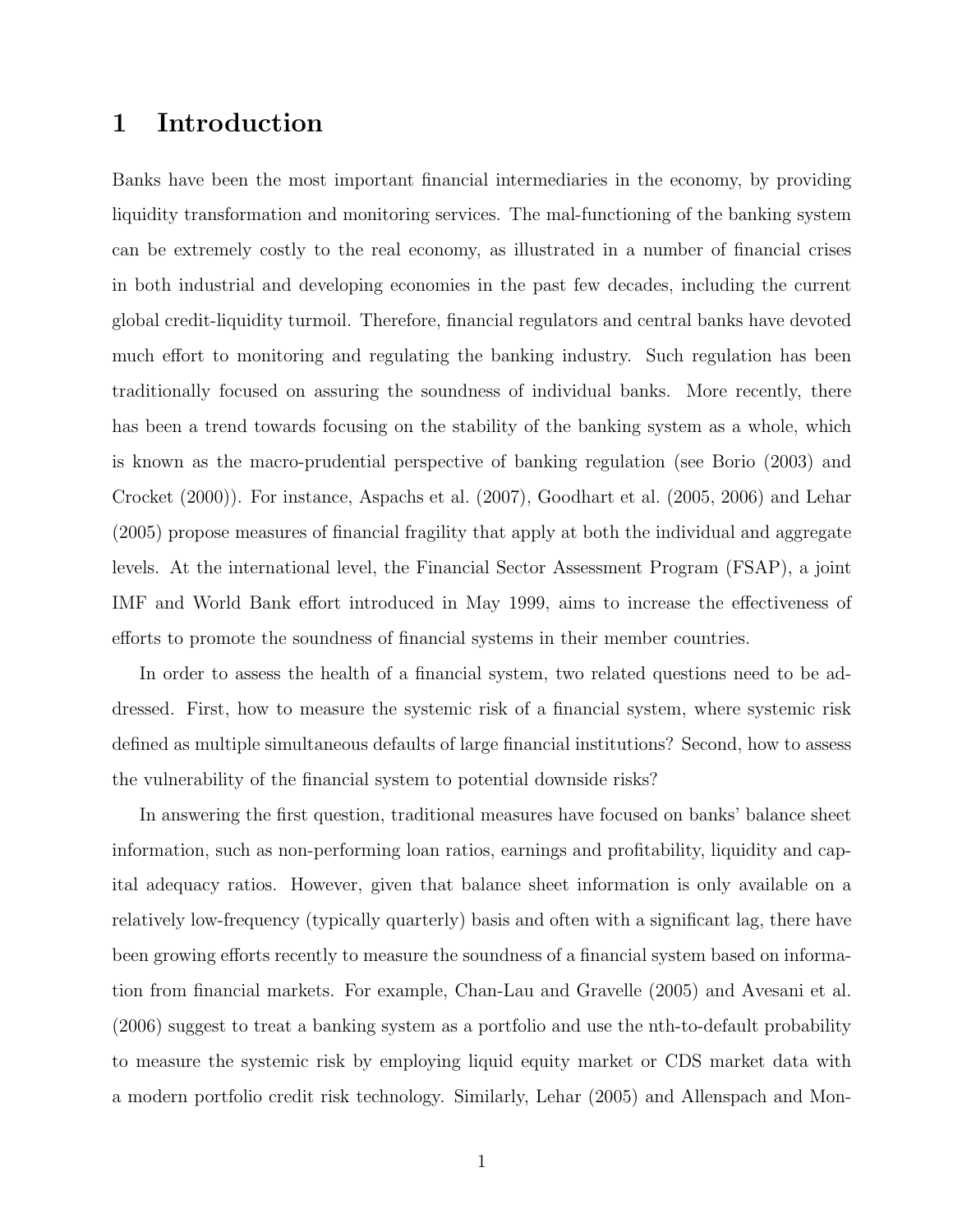# 1 Introduction

Banks have been the most important financial intermediaries in the economy, by providing liquidity transformation and monitoring services. The mal-functioning of the banking system can be extremely costly to the real economy, as illustrated in a number of financial crises in both industrial and developing economies in the past few decades, including the current global credit-liquidity turmoil. Therefore, financial regulators and central banks have devoted much effort to monitoring and regulating the banking industry. Such regulation has been traditionally focused on assuring the soundness of individual banks. More recently, there has been a trend towards focusing on the stability of the banking system as a whole, which is known as the macro-prudential perspective of banking regulation (see Borio (2003) and Crocket (2000)). For instance, Aspachs et al. (2007), Goodhart et al. (2005, 2006) and Lehar (2005) propose measures of financial fragility that apply at both the individual and aggregate levels. At the international level, the Financial Sector Assessment Program (FSAP), a joint IMF and World Bank effort introduced in May 1999, aims to increase the effectiveness of efforts to promote the soundness of financial systems in their member countries.

In order to assess the health of a financial system, two related questions need to be addressed. First, how to measure the systemic risk of a financial system, where systemic risk defined as multiple simultaneous defaults of large financial institutions? Second, how to assess the vulnerability of the financial system to potential downside risks?

In answering the first question, traditional measures have focused on banks' balance sheet information, such as non-performing loan ratios, earnings and profitability, liquidity and capital adequacy ratios. However, given that balance sheet information is only available on a relatively low-frequency (typically quarterly) basis and often with a significant lag, there have been growing efforts recently to measure the soundness of a financial system based on information from financial markets. For example, Chan-Lau and Gravelle (2005) and Avesani et al. (2006) suggest to treat a banking system as a portfolio and use the nth-to-default probability to measure the systemic risk by employing liquid equity market or CDS market data with a modern portfolio credit risk technology. Similarly, Lehar (2005) and Allenspach and Mon-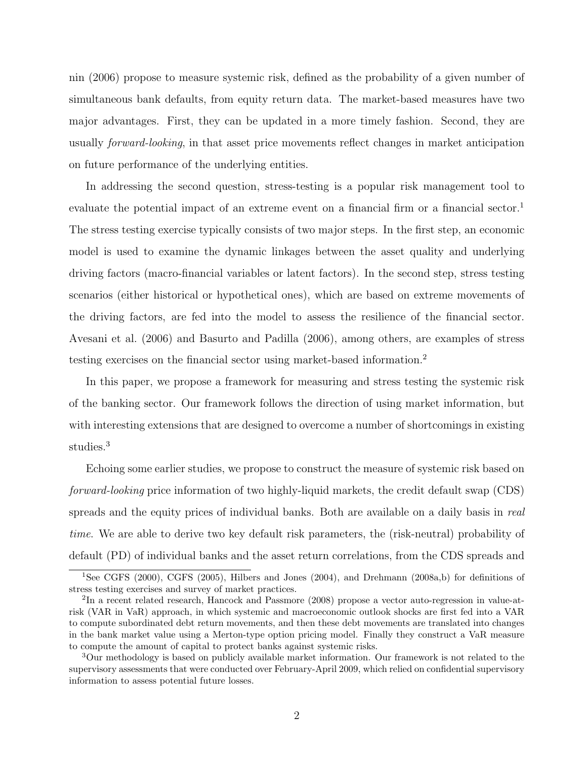nin (2006) propose to measure systemic risk, defined as the probability of a given number of simultaneous bank defaults, from equity return data. The market-based measures have two major advantages. First, they can be updated in a more timely fashion. Second, they are usually *forward-looking*, in that asset price movements reflect changes in market anticipation on future performance of the underlying entities.

In addressing the second question, stress-testing is a popular risk management tool to evaluate the potential impact of an extreme event on a financial firm or a financial sector.[1] The stress testing exercise typically consists of two major steps. In the first step, an economic model is used to examine the dynamic linkages between the asset quality and underlying driving factors (macro-financial variables or latent factors). In the second step, stress testing scenarios (either historical or hypothetical ones), which are based on extreme movements of the driving factors, are fed into the model to assess the resilience of the financial sector. Avesani et al. (2006) and Basurto and Padilla (2006), among others, are examples of stress testing exercises on the financial sector using market-based information.[2]

In this paper, we propose a framework for measuring and stress testing the systemic risk of the banking sector. Our framework follows the direction of using market information, but with interesting extensions that are designed to overcome a number of shortcomings in existing studies.[3]

Echoing some earlier studies, we propose to construct the measure of systemic risk based on *forward-looking* price information of two highly-liquid markets, the credit default swap (CDS) spreads and the equity prices of individual banks. Both are available on a daily basis in *real time*. We are able to derive two key default risk parameters, the (risk-neutral) probability of default (PD) of individual banks and the asset return correlations, from the CDS spreads and

[1] See CGFS (2000), CGFS (2005), Hilbers and Jones (2004), and Drehmann (2008a,b) for definitions of stress testing exercises and survey of market practices.

[2] In a recent related research, Hancock and Passmore (2008) propose a vector auto-regression in value-at-risk (VAR in VaR) approach, in which systemic and macroeconomic outlook shocks are first fed into a VAR to compute subordinated debt return movements, and then these debt movements are translated into changes in the bank market value using a Merton-type option pricing model. Finally they construct a VaR measure to compute the amount of capital to protect banks against systemic risks.

[3] Our methodology is based on publicly available market information. Our framework is not related to the supervisory assessments that were conducted over February-April 2009, which relied on confidential supervisory information to assess potential future losses.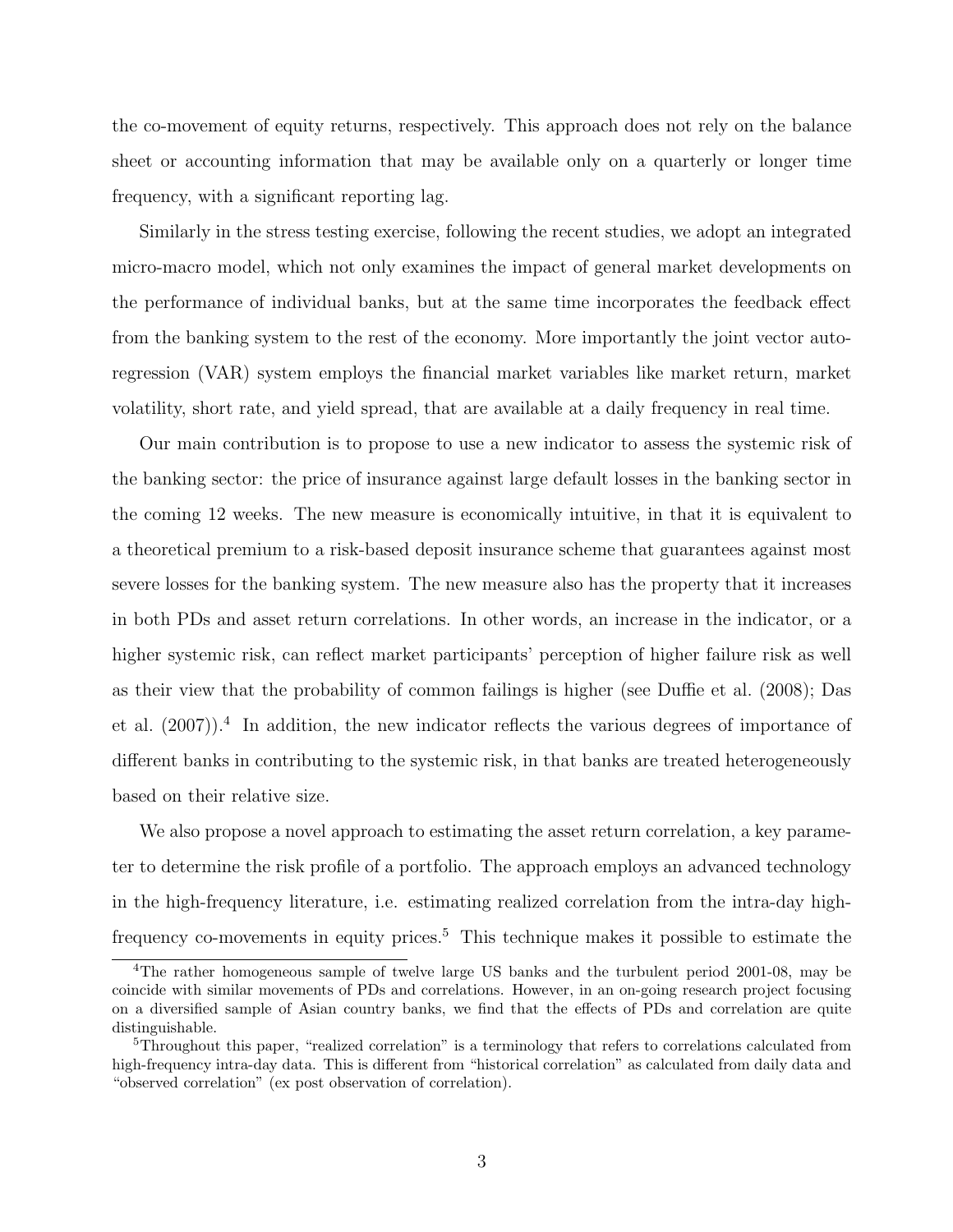the co-movement of equity returns, respectively. This approach does not rely on the balance sheet or accounting information that may be available only on a quarterly or longer time frequency, with a significant reporting lag.

Similarly in the stress testing exercise, following the recent studies, we adopt an integrated micro-macro model, which not only examines the impact of general market developments on the performance of individual banks, but at the same time incorporates the feedback effect from the banking system to the rest of the economy. More importantly the joint vector auto-regression (VAR) system employs the financial market variables like market return, market volatility, short rate, and yield spread, that are available at a daily frequency in real time.

Our main contribution is to propose to use a new indicator to assess the systemic risk of the banking sector: the price of insurance against large default losses in the banking sector in the coming 12 weeks. The new measure is economically intuitive, in that it is equivalent to a theoretical premium to a risk-based deposit insurance scheme that guarantees against most severe losses for the banking system. The new measure also has the property that it increases in both PDs and asset return correlations. In other words, an increase in the indicator, or a higher systemic risk, can reflect market participants' perception of higher failure risk as well as their view that the probability of common failings is higher (see Duffie et al. (2008); Das et al. (2007)).[4] In addition, the new indicator reflects the various degrees of importance of different banks in contributing to the systemic risk, in that banks are treated heterogeneously based on their relative size.

We also propose a novel approach to estimating the asset return correlation, a key parameter to determine the risk profile of a portfolio. The approach employs an advanced technology in the high-frequency literature, i.e. estimating realized correlation from the intra-day high-frequency co-movements in equity prices.[5] This technique makes it possible to estimate the

[4]The rather homogeneous sample of twelve large US banks and the turbulent period 2001-08, may be coincide with similar movements of PDs and correlations. However, in an on-going research project focusing on a diversified sample of Asian country banks, we find that the effects of PDs and correlation are quite distinguishable.

[5]Throughout this paper, "realized correlation" is a terminology that refers to correlations calculated from high-frequency intra-day data. This is different from "historical correlation" as calculated from daily data and "observed correlation" (ex post observation of correlation).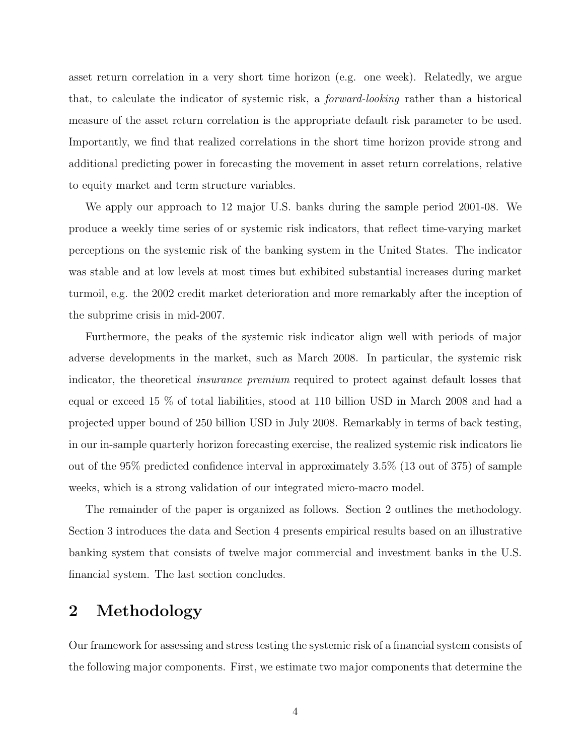asset return correlation in a very short time horizon (e.g. one week). Relatedly, we argue that, to calculate the indicator of systemic risk, a *forward-looking* rather than a historical measure of the asset return correlation is the appropriate default risk parameter to be used. Importantly, we find that realized correlations in the short time horizon provide strong and additional predicting power in forecasting the movement in asset return correlations, relative to equity market and term structure variables.

We apply our approach to 12 major U.S. banks during the sample period 2001-08. We produce a weekly time series of or systemic risk indicators, that reflect time-varying market perceptions on the systemic risk of the banking system in the United States. The indicator was stable and at low levels at most times but exhibited substantial increases during market turmoil, e.g. the 2002 credit market deterioration and more remarkably after the inception of the subprime crisis in mid-2007.

Furthermore, the peaks of the systemic risk indicator align well with periods of major adverse developments in the market, such as March 2008. In particular, the systemic risk indicator, the theoretical *insurance premium* required to protect against default losses that equal or exceed 15 % of total liabilities, stood at 110 billion USD in March 2008 and had a projected upper bound of 250 billion USD in July 2008. Remarkably in terms of back testing, in our in-sample quarterly horizon forecasting exercise, the realized systemic risk indicators lie out of the 95% predicted confidence interval in approximately 3.5% (13 out of 375) of sample weeks, which is a strong validation of our integrated micro-macro model.

The remainder of the paper is organized as follows. Section 2 outlines the methodology. Section 3 introduces the data and Section 4 presents empirical results based on an illustrative banking system that consists of twelve major commercial and investment banks in the U.S. financial system. The last section concludes.

## 2 Methodology

Our framework for assessing and stress testing the systemic risk of a financial system consists of the following major components. First, we estimate two major components that determine the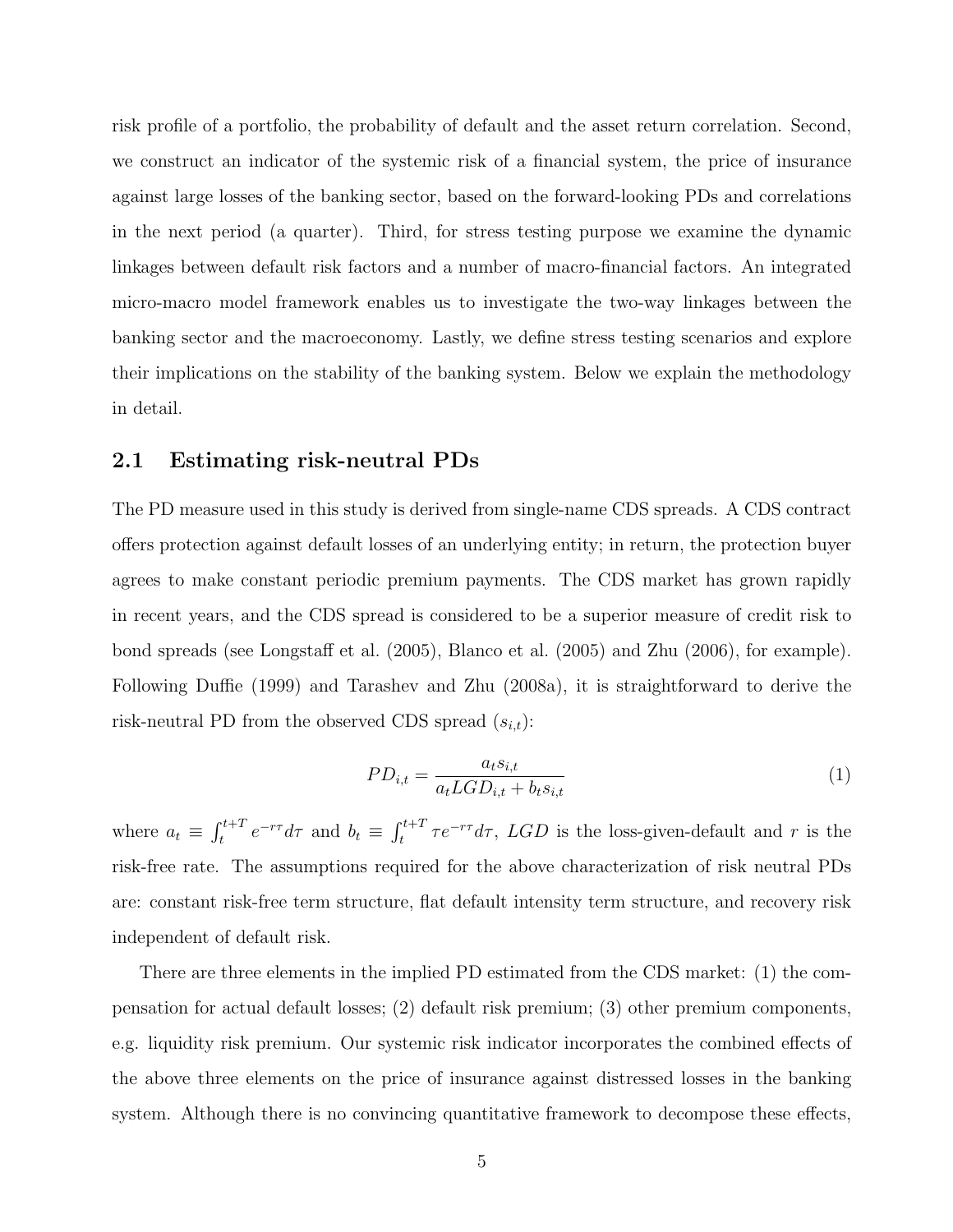risk profile of a portfolio, the probability of default and the asset return correlation. Second, we construct an indicator of the systemic risk of a financial system, the price of insurance against large losses of the banking sector, based on the forward-looking PDs and correlations in the next period (a quarter). Third, for stress testing purpose we examine the dynamic linkages between default risk factors and a number of macro-financial factors. An integrated micro-macro model framework enables us to investigate the two-way linkages between the banking sector and the macroeconomy. Lastly, we define stress testing scenarios and explore their implications on the stability of the banking system. Below we explain the methodology in detail.

## 2.1 Estimating risk-neutral PDs

The PD measure used in this study is derived from single-name CDS spreads. A CDS contract offers protection against default losses of an underlying entity; in return, the protection buyer agrees to make constant periodic premium payments. The CDS market has grown rapidly in recent years, and the CDS spread is considered to be a superior measure of credit risk to bond spreads (see Longstaff et al. (2005), Blanco et al. (2005) and Zhu (2006), for example). Following Duffie (1999) and Tarashev and Zhu (2008a), it is straightforward to derive the risk-neutral PD from the observed CDS spread ($s_{i,t}$):

$$PD_{i,t} = \frac{a_t s_{i,t}}{a_t LGD_{i,t} + b_t s_{i,t}} \tag{1}$$

where $a_t \equiv \int_t^{t+T} e^{-r\tau} d\tau$ and $b_t \equiv \int_t^{t+T} \tau e^{-r\tau} d\tau$, $LGD$ is the loss-given-default and $r$ is the risk-free rate. The assumptions required for the above characterization of risk neutral PDs are: constant risk-free term structure, flat default intensity term structure, and recovery risk independent of default risk.

There are three elements in the implied PD estimated from the CDS market: (1) the compensation for actual default losses; (2) default risk premium; (3) other premium components, e.g. liquidity risk premium. Our systemic risk indicator incorporates the combined effects of the above three elements on the price of insurance against distressed losses in the banking system. Although there is no convincing quantitative framework to decompose these effects,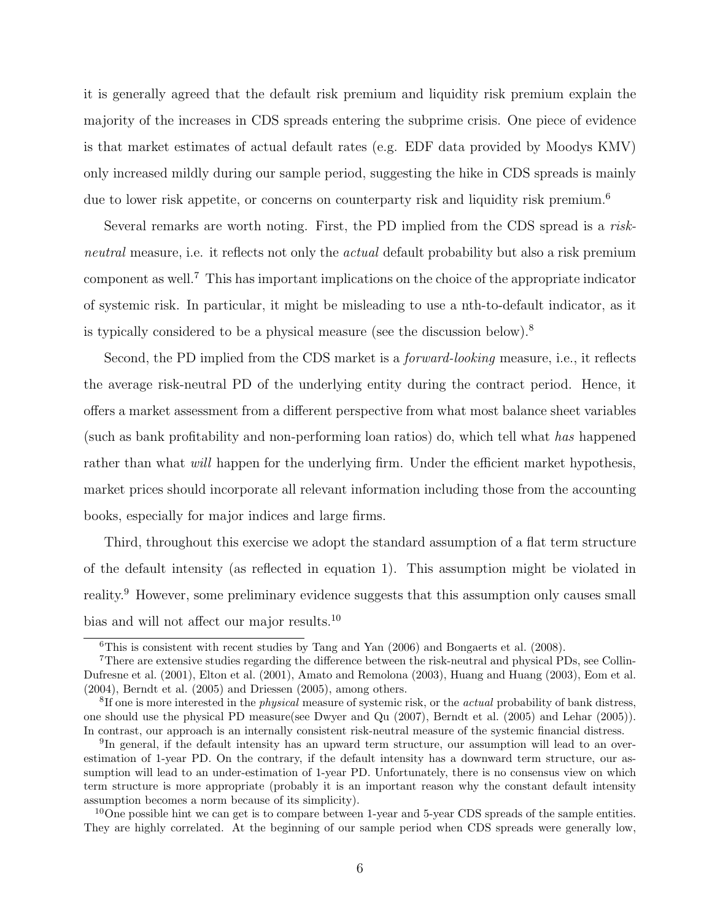it is generally agreed that the default risk premium and liquidity risk premium explain the majority of the increases in CDS spreads entering the subprime crisis. One piece of evidence is that market estimates of actual default rates (e.g. EDF data provided by Moodys KMV) only increased mildly during our sample period, suggesting the hike in CDS spreads is mainly due to lower risk appetite, or concerns on counterparty risk and liquidity risk premium.[6]

Several remarks are worth noting. First, the PD implied from the CDS spread is a *risk-neutral* measure, i.e. it reflects not only the *actual* default probability but also a risk premium component as well.[7] This has important implications on the choice of the appropriate indicator of systemic risk. In particular, it might be misleading to use a nth-to-default indicator, as it is typically considered to be a physical measure (see the discussion below).[8]

Second, the PD implied from the CDS market is a *forward-looking* measure, i.e., it reflects the average risk-neutral PD of the underlying entity during the contract period. Hence, it offers a market assessment from a different perspective from what most balance sheet variables (such as bank profitability and non-performing loan ratios) do, which tell what *has* happened rather than what *will* happen for the underlying firm. Under the efficient market hypothesis, market prices should incorporate all relevant information including those from the accounting books, especially for major indices and large firms.

Third, throughout this exercise we adopt the standard assumption of a flat term structure of the default intensity (as reflected in equation 1). This assumption might be violated in reality.[9] However, some preliminary evidence suggests that this assumption only causes small bias and will not affect our major results.[10]

---

[6]This is consistent with recent studies by Tang and Yan (2006) and Bongaerts et al. (2008).

[7]There are extensive studies regarding the difference between the risk-neutral and physical PDs, see Collin-Dufresne et al. (2001), Elton et al. (2001), Amato and Remolona (2003), Huang and Huang (2003), Eom et al. (2004), Berndt et al. (2005) and Driessen (2005), among others.

[8]If one is more interested in the *physical* measure of systemic risk, or the *actual* probability of bank distress, one should use the physical PD measure(see Dwyer and Qu (2007), Berndt et al. (2005) and Lehar (2005)). In contrast, our approach is an internally consistent risk-neutral measure of the systemic financial distress.

[9]In general, if the default intensity has an upward term structure, our assumption will lead to an over-estimation of 1-year PD. On the contrary, if the default intensity has a downward term structure, our assumption will lead to an under-estimation of 1-year PD. Unfortunately, there is no consensus view on which term structure is more appropriate (probably it is an important reason why the constant default intensity assumption becomes a norm because of its simplicity).

[10]One possible hint we can get is to compare between 1-year and 5-year CDS spreads of the sample entities. They are highly correlated. At the beginning of our sample period when CDS spreads were generally low,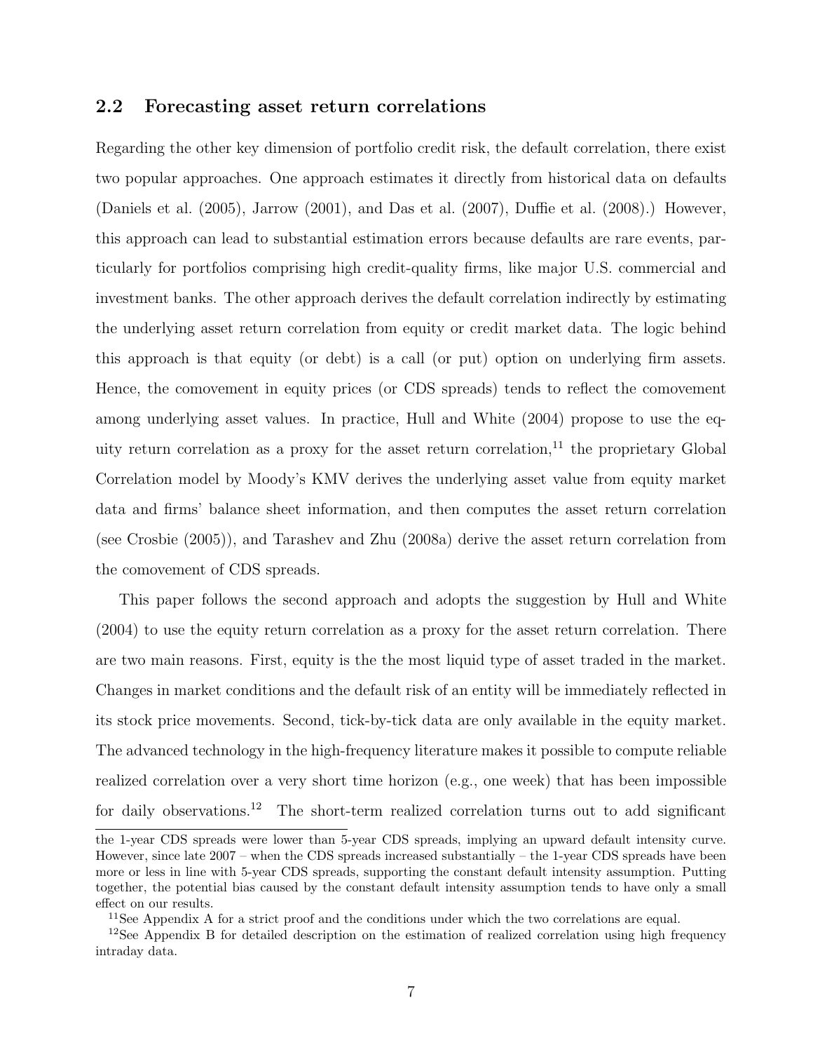## 2.2 Forecasting asset return correlations

Regarding the other key dimension of portfolio credit risk, the default correlation, there exist two popular approaches. One approach estimates it directly from historical data on defaults (Daniels et al. (2005), Jarrow (2001), and Das et al. (2007), Duffie et al. (2008).) However, this approach can lead to substantial estimation errors because defaults are rare events, particularly for portfolios comprising high credit-quality firms, like major U.S. commercial and investment banks. The other approach derives the default correlation indirectly by estimating the underlying asset return correlation from equity or credit market data. The logic behind this approach is that equity (or debt) is a call (or put) option on underlying firm assets. Hence, the comovement in equity prices (or CDS spreads) tends to reflect the comovement among underlying asset values. In practice, Hull and White (2004) propose to use the equity return correlation as a proxy for the asset return correlation,[11] the proprietary Global Correlation model by Moody's KMV derives the underlying asset value from equity market data and firms' balance sheet information, and then computes the asset return correlation (see Crosbie (2005)), and Tarashev and Zhu (2008a) derive the asset return correlation from the comovement of CDS spreads.

This paper follows the second approach and adopts the suggestion by Hull and White (2004) to use the equity return correlation as a proxy for the asset return correlation. There are two main reasons. First, equity is the the most liquid type of asset traded in the market. Changes in market conditions and the default risk of an entity will be immediately reflected in its stock price movements. Second, tick-by-tick data are only available in the equity market. The advanced technology in the high-frequency literature makes it possible to compute reliable realized correlation over a very short time horizon (e.g., one week) that has been impossible for daily observations.[12] The short-term realized correlation turns out to add significant

the 1-year CDS spreads were lower than 5-year CDS spreads, implying an upward default intensity curve. However, since late 2007 – when the CDS spreads increased substantially – the 1-year CDS spreads have been more or less in line with 5-year CDS spreads, supporting the constant default intensity assumption. Putting together, the potential bias caused by the constant default intensity assumption tends to have only a small effect on our results.

[11] See Appendix A for a strict proof and the conditions under which the two correlations are equal.

[12] See Appendix B for detailed description on the estimation of realized correlation using high frequency intraday data.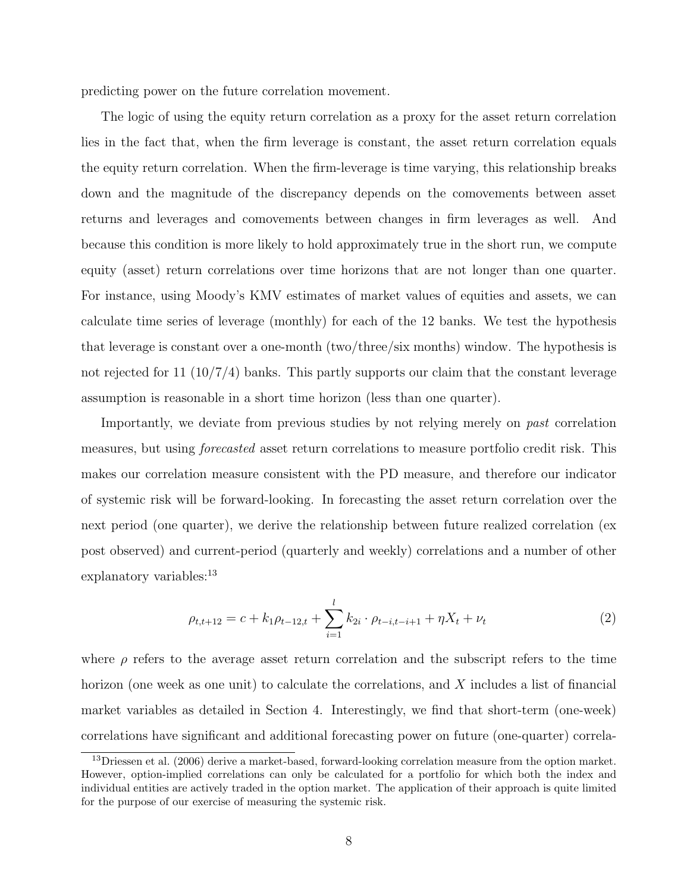predicting power on the future correlation movement.

The logic of using the equity return correlation as a proxy for the asset return correlation lies in the fact that, when the firm leverage is constant, the asset return correlation equals the equity return correlation. When the firm-leverage is time varying, this relationship breaks down and the magnitude of the discrepancy depends on the comovements between asset returns and leverages and comovements between changes in firm leverages as well. And because this condition is more likely to hold approximately true in the short run, we compute equity (asset) return correlations over time horizons that are not longer than one quarter. For instance, using Moody's KMV estimates of market values of equities and assets, we can calculate time series of leverage (monthly) for each of the 12 banks. We test the hypothesis that leverage is constant over a one-month (two/three/six months) window. The hypothesis is not rejected for 11 (10/7/4) banks. This partly supports our claim that the constant leverage assumption is reasonable in a short time horizon (less than one quarter).

Importantly, we deviate from previous studies by not relying merely on *past* correlation measures, but using *forecasted* asset return correlations to measure portfolio credit risk. This makes our correlation measure consistent with the PD measure, and therefore our indicator of systemic risk will be forward-looking. In forecasting the asset return correlation over the next period (one quarter), we derive the relationship between future realized correlation (ex post observed) and current-period (quarterly and weekly) correlations and a number of other explanatory variables:[13]

$$\rho_{t,t+12} = c + k_1 \rho_{t-12,t} + \sum_{i=1}^{l} k_{2i} \cdot \rho_{t-i,t-i+1} + \eta X_t + \nu_t \tag{2}$$

where $\rho$ refers to the average asset return correlation and the subscript refers to the time horizon (one week as one unit) to calculate the correlations, and $X$ includes a list of financial market variables as detailed in Section 4. Interestingly, we find that short-term (one-week) correlations have significant and additional forecasting power on future (one-quarter) correla-

[13] Driessen et al. (2006) derive a market-based, forward-looking correlation measure from the option market. However, option-implied correlations can only be calculated for a portfolio for which both the index and individual entities are actively traded in the option market. The application of their approach is quite limited for the purpose of our exercise of measuring the systemic risk.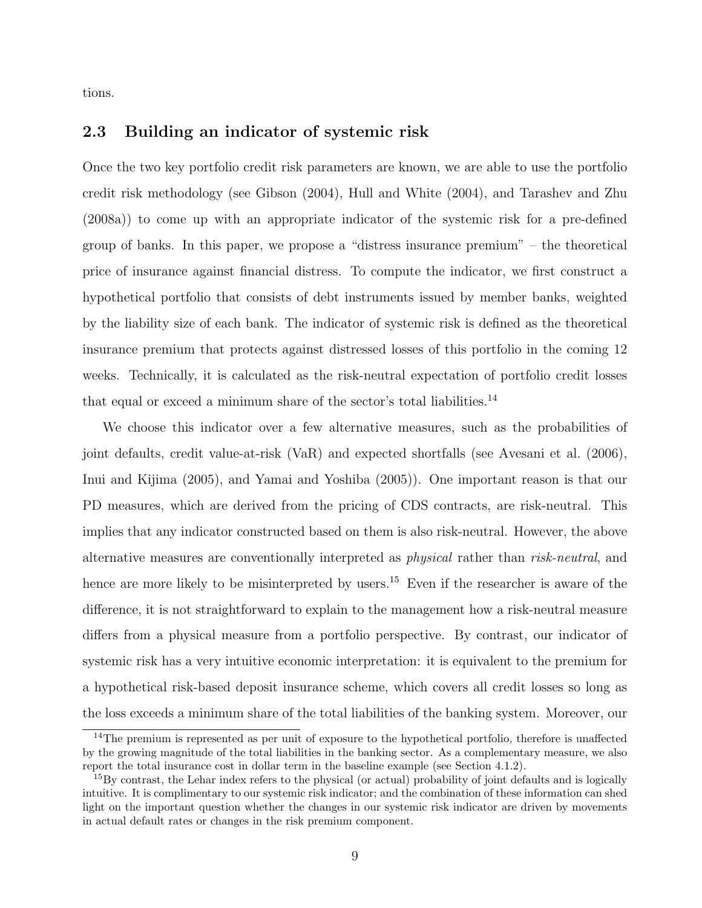tions.

## 2.3 Building an indicator of systemic risk

Once the two key portfolio credit risk parameters are known, we are able to use the portfolio credit risk methodology (see Gibson (2004), Hull and White (2004), and Tarashev and Zhu (2008a)) to come up with an appropriate indicator of the systemic risk for a pre-defined group of banks. In this paper, we propose a "distress insurance premium" – the theoretical price of insurance against financial distress. To compute the indicator, we first construct a hypothetical portfolio that consists of debt instruments issued by member banks, weighted by the liability size of each bank. The indicator of systemic risk is defined as the theoretical insurance premium that protects against distressed losses of this portfolio in the coming 12 weeks. Technically, it is calculated as the risk-neutral expectation of portfolio credit losses that equal or exceed a minimum share of the sector's total liabilities.[14]

We choose this indicator over a few alternative measures, such as the probabilities of joint defaults, credit value-at-risk (VaR) and expected shortfalls (see Avesani et al. (2006), Inui and Kijima (2005), and Yamai and Yoshiba (2005)). One important reason is that our PD measures, which are derived from the pricing of CDS contracts, are risk-neutral. This implies that any indicator constructed based on them is also risk-neutral. However, the above alternative measures are conventionally interpreted as *physical* rather than *risk-neutral*, and hence are more likely to be misinterpreted by users.[15] Even if the researcher is aware of the difference, it is not straightforward to explain to the management how a risk-neutral measure differs from a physical measure from a portfolio perspective. By contrast, our indicator of systemic risk has a very intuitive economic interpretation: it is equivalent to the premium for a hypothetical risk-based deposit insurance scheme, which covers all credit losses so long as the loss exceeds a minimum share of the total liabilities of the banking system. Moreover, our

[14] The premium is represented as per unit of exposure to the hypothetical portfolio, therefore is unaffected by the growing magnitude of the total liabilities in the banking sector. As a complementary measure, we also report the total insurance cost in dollar term in the baseline example (see Section 4.1.2).

[15] By contrast, the Lehar index refers to the physical (or actual) probability of joint defaults and is logically intuitive. It is complimentary to our systemic risk indicator; and the combination of these information can shed light on the important question whether the changes in our systemic risk indicator are driven by movements in actual default rates or changes in the risk premium component.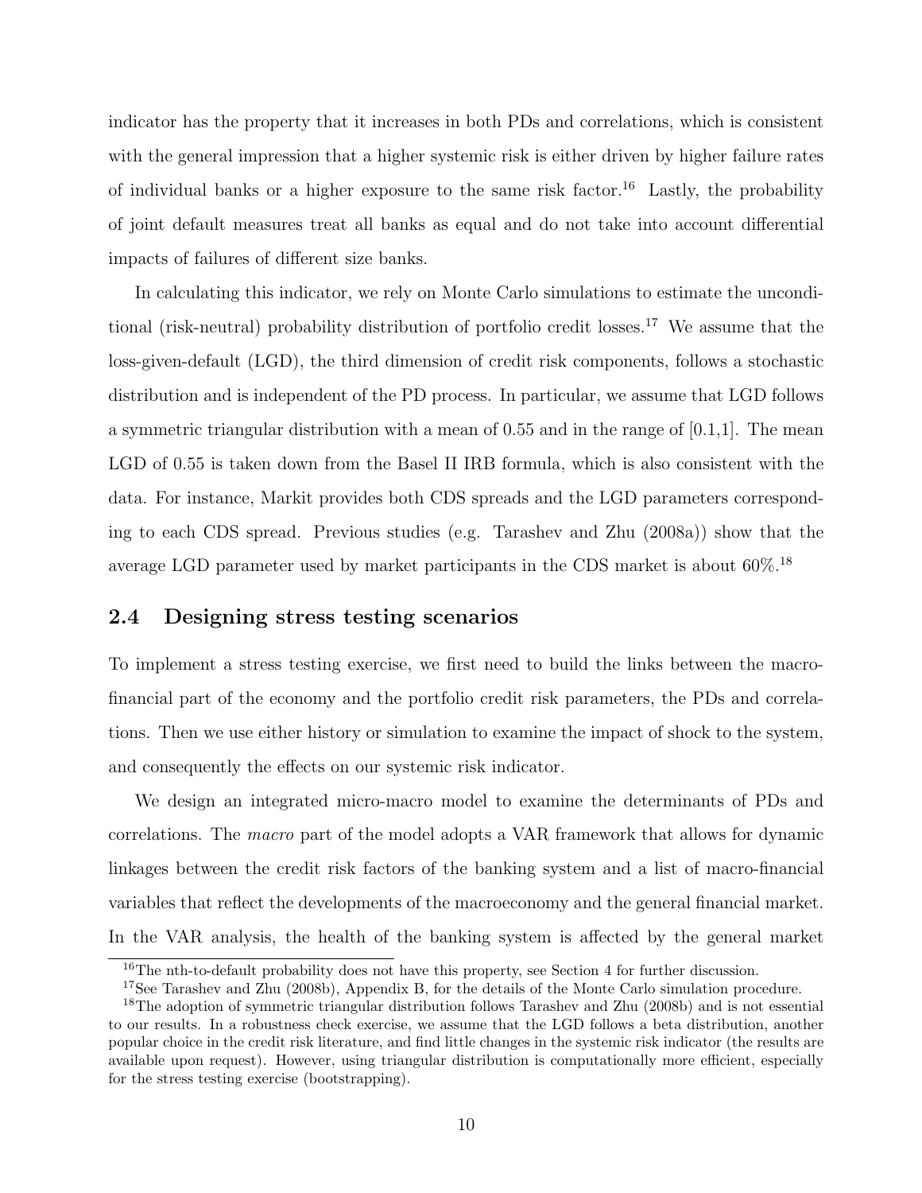indicator has the property that it increases in both PDs and correlations, which is consistent with the general impression that a higher systemic risk is either driven by higher failure rates of individual banks or a higher exposure to the same risk factor.[16] Lastly, the probability of joint default measures treat all banks as equal and do not take into account differential impacts of failures of different size banks.

In calculating this indicator, we rely on Monte Carlo simulations to estimate the unconditional (risk-neutral) probability distribution of portfolio credit losses.[17] We assume that the loss-given-default (LGD), the third dimension of credit risk components, follows a stochastic distribution and is independent of the PD process. In particular, we assume that LGD follows a symmetric triangular distribution with a mean of 0.55 and in the range of [0.1,1]. The mean LGD of 0.55 is taken down from the Basel II IRB formula, which is also consistent with the data. For instance, Markit provides both CDS spreads and the LGD parameters corresponding to each CDS spread. Previous studies (e.g. Tarashev and Zhu (2008a)) show that the average LGD parameter used by market participants in the CDS market is about 60%.[18]

## 2.4 Designing stress testing scenarios

To implement a stress testing exercise, we first need to build the links between the macro-financial part of the economy and the portfolio credit risk parameters, the PDs and correlations. Then we use either history or simulation to examine the impact of shock to the system, and consequently the effects on our systemic risk indicator.

We design an integrated micro-macro model to examine the determinants of PDs and correlations. The *macro* part of the model adopts a VAR framework that allows for dynamic linkages between the credit risk factors of the banking system and a list of macro-financial variables that reflect the developments of the macroeconomy and the general financial market. In the VAR analysis, the health of the banking system is affected by the general market

[16] The nth-to-default probability does not have this property, see Section 4 for further discussion.

[17] See Tarashev and Zhu (2008b), Appendix B, for the details of the Monte Carlo simulation procedure.

[18] The adoption of symmetric triangular distribution follows Tarashev and Zhu (2008b) and is not essential to our results. In a robustness check exercise, we assume that the LGD follows a beta distribution, another popular choice in the credit risk literature, and find little changes in the systemic risk indicator (the results are available upon request). However, using triangular distribution is computationally more efficient, especially for the stress testing exercise (bootstrapping).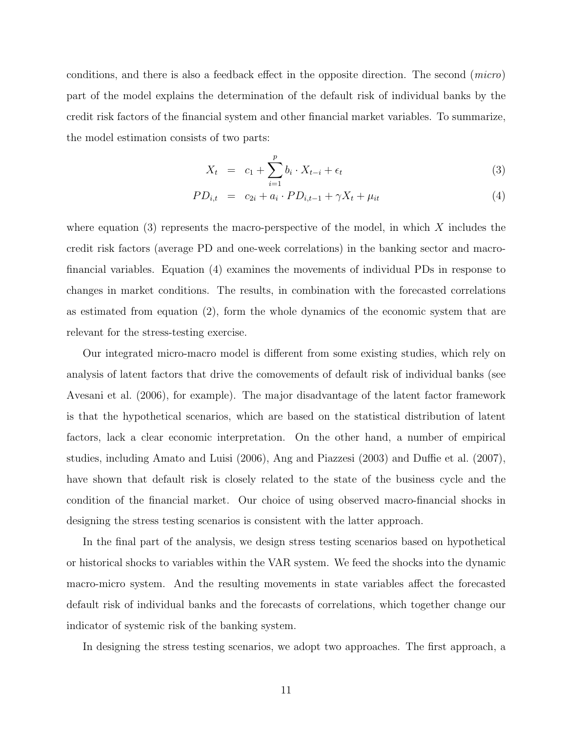conditions, and there is also a feedback effect in the opposite direction. The second (*micro*) part of the model explains the determination of the default risk of individual banks by the credit risk factors of the financial system and other financial market variables. To summarize, the model estimation consists of two parts:

$$X_t = c_1 + \sum_{i=1}^{p} b_i \cdot X_{t-i} + \epsilon_t \tag{3}$$

$$PD_{i,t} = c_{2i} + a_i \cdot PD_{i,t-1} + \gamma X_t + \mu_{it} \tag{4}$$

where equation (3) represents the macro-perspective of the model, in which $X$ includes the credit risk factors (average PD and one-week correlations) in the banking sector and macro-financial variables. Equation (4) examines the movements of individual PDs in response to changes in market conditions. The results, in combination with the forecasted correlations as estimated from equation (2), form the whole dynamics of the economic system that are relevant for the stress-testing exercise.

Our integrated micro-macro model is different from some existing studies, which rely on analysis of latent factors that drive the comovements of default risk of individual banks (see Avesani et al. (2006), for example). The major disadvantage of the latent factor framework is that the hypothetical scenarios, which are based on the statistical distribution of latent factors, lack a clear economic interpretation. On the other hand, a number of empirical studies, including Amato and Luisi (2006), Ang and Piazzesi (2003) and Duffie et al. (2007), have shown that default risk is closely related to the state of the business cycle and the condition of the financial market. Our choice of using observed macro-financial shocks in designing the stress testing scenarios is consistent with the latter approach.

In the final part of the analysis, we design stress testing scenarios based on hypothetical or historical shocks to variables within the VAR system. We feed the shocks into the dynamic macro-micro system. And the resulting movements in state variables affect the forecasted default risk of individual banks and the forecasts of correlations, which together change our indicator of systemic risk of the banking system.

In designing the stress testing scenarios, we adopt two approaches. The first approach, a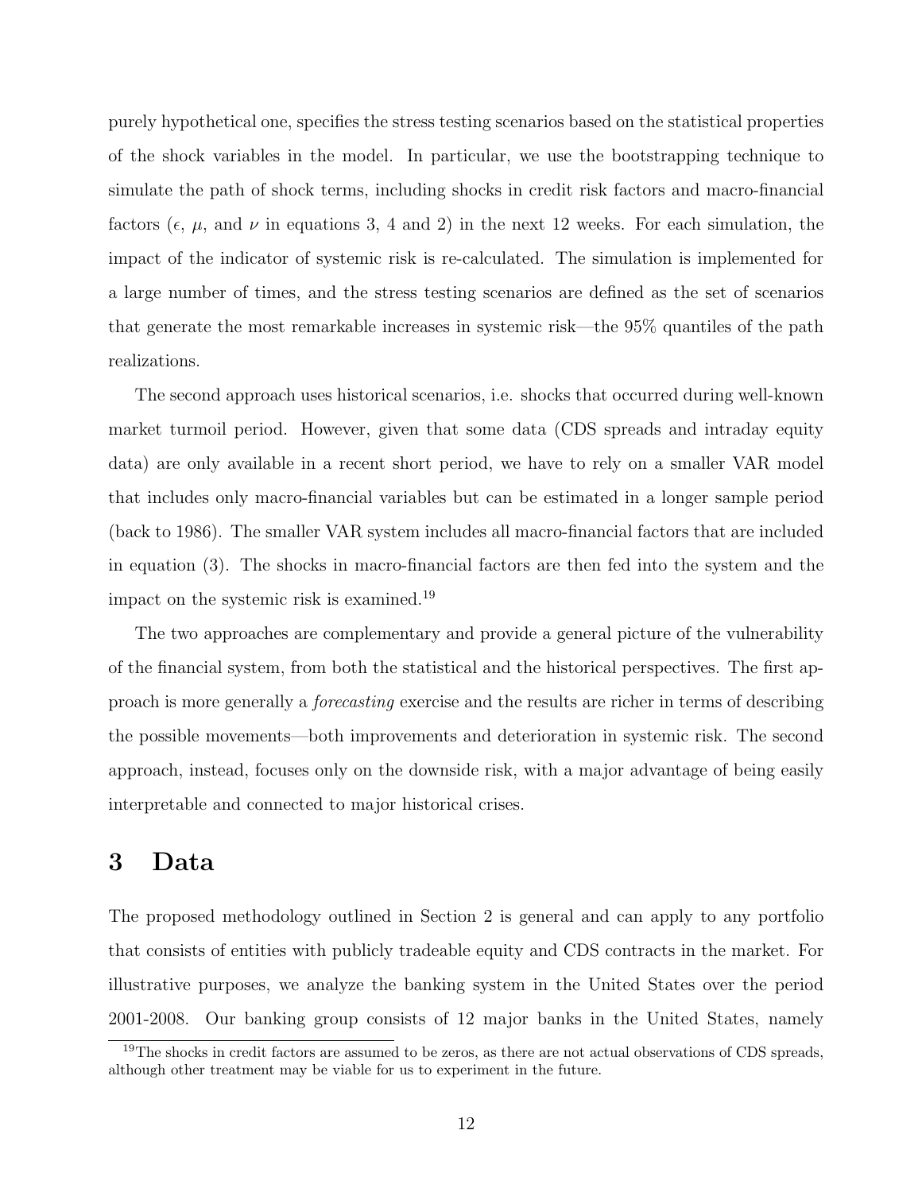purely hypothetical one, specifies the stress testing scenarios based on the statistical properties of the shock variables in the model. In particular, we use the bootstrapping technique to simulate the path of shock terms, including shocks in credit risk factors and macro-financial factors ($\epsilon$, $\mu$, and $\nu$ in equations 3, 4 and 2) in the next 12 weeks. For each simulation, the impact of the indicator of systemic risk is re-calculated. The simulation is implemented for a large number of times, and the stress testing scenarios are defined as the set of scenarios that generate the most remarkable increases in systemic risk—the 95% quantiles of the path realizations.

The second approach uses historical scenarios, i.e. shocks that occurred during well-known market turmoil period. However, given that some data (CDS spreads and intraday equity data) are only available in a recent short period, we have to rely on a smaller VAR model that includes only macro-financial variables but can be estimated in a longer sample period (back to 1986). The smaller VAR system includes all macro-financial factors that are included in equation (3). The shocks in macro-financial factors are then fed into the system and the impact on the systemic risk is examined.[19]

The two approaches are complementary and provide a general picture of the vulnerability of the financial system, from both the statistical and the historical perspectives. The first approach is more generally a *forecasting* exercise and the results are richer in terms of describing the possible movements—both improvements and deterioration in systemic risk. The second approach, instead, focuses only on the downside risk, with a major advantage of being easily interpretable and connected to major historical crises.

# 3 Data

The proposed methodology outlined in Section 2 is general and can apply to any portfolio that consists of entities with publicly tradeable equity and CDS contracts in the market. For illustrative purposes, we analyze the banking system in the United States over the period 2001-2008. Our banking group consists of 12 major banks in the United States, namely

[19] The shocks in credit factors are assumed to be zeros, as there are not actual observations of CDS spreads, although other treatment may be viable for us to experiment in the future.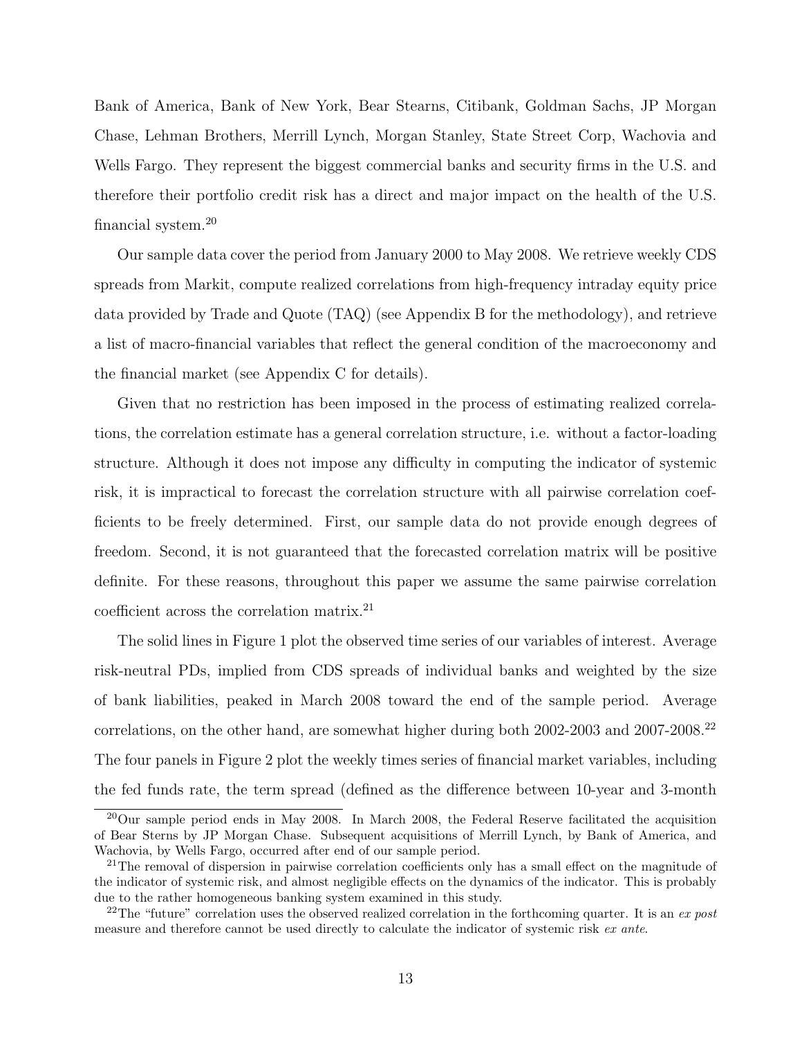Bank of America, Bank of New York, Bear Stearns, Citibank, Goldman Sachs, JP Morgan Chase, Lehman Brothers, Merrill Lynch, Morgan Stanley, State Street Corp, Wachovia and Wells Fargo. They represent the biggest commercial banks and security firms in the U.S. and therefore their portfolio credit risk has a direct and major impact on the health of the U.S. financial system.[20]

Our sample data cover the period from January 2000 to May 2008. We retrieve weekly CDS spreads from Markit, compute realized correlations from high-frequency intraday equity price data provided by Trade and Quote (TAQ) (see Appendix B for the methodology), and retrieve a list of macro-financial variables that reflect the general condition of the macroeconomy and the financial market (see Appendix C for details).

Given that no restriction has been imposed in the process of estimating realized correlations, the correlation estimate has a general correlation structure, i.e. without a factor-loading structure. Although it does not impose any difficulty in computing the indicator of systemic risk, it is impractical to forecast the correlation structure with all pairwise correlation coefficients to be freely determined. First, our sample data do not provide enough degrees of freedom. Second, it is not guaranteed that the forecasted correlation matrix will be positive definite. For these reasons, throughout this paper we assume the same pairwise correlation coefficient across the correlation matrix.[21]

The solid lines in Figure 1 plot the observed time series of our variables of interest. Average risk-neutral PDs, implied from CDS spreads of individual banks and weighted by the size of bank liabilities, peaked in March 2008 toward the end of the sample period. Average correlations, on the other hand, are somewhat higher during both 2002-2003 and 2007-2008.[22] The four panels in Figure 2 plot the weekly times series of financial market variables, including the fed funds rate, the term spread (defined as the difference between 10-year and 3-month

[20] Our sample period ends in May 2008. In March 2008, the Federal Reserve facilitated the acquisition of Bear Sterns by JP Morgan Chase. Subsequent acquisitions of Merrill Lynch, by Bank of America, and Wachovia, by Wells Fargo, occurred after end of our sample period.

[21] The removal of dispersion in pairwise correlation coefficients only has a small effect on the magnitude of the indicator of systemic risk, and almost negligible effects on the dynamics of the indicator. This is probably due to the rather homogeneous banking system examined in this study.

[22] The "future" correlation uses the observed realized correlation in the forthcoming quarter. It is an *ex post* measure and therefore cannot be used directly to calculate the indicator of systemic risk *ex ante*.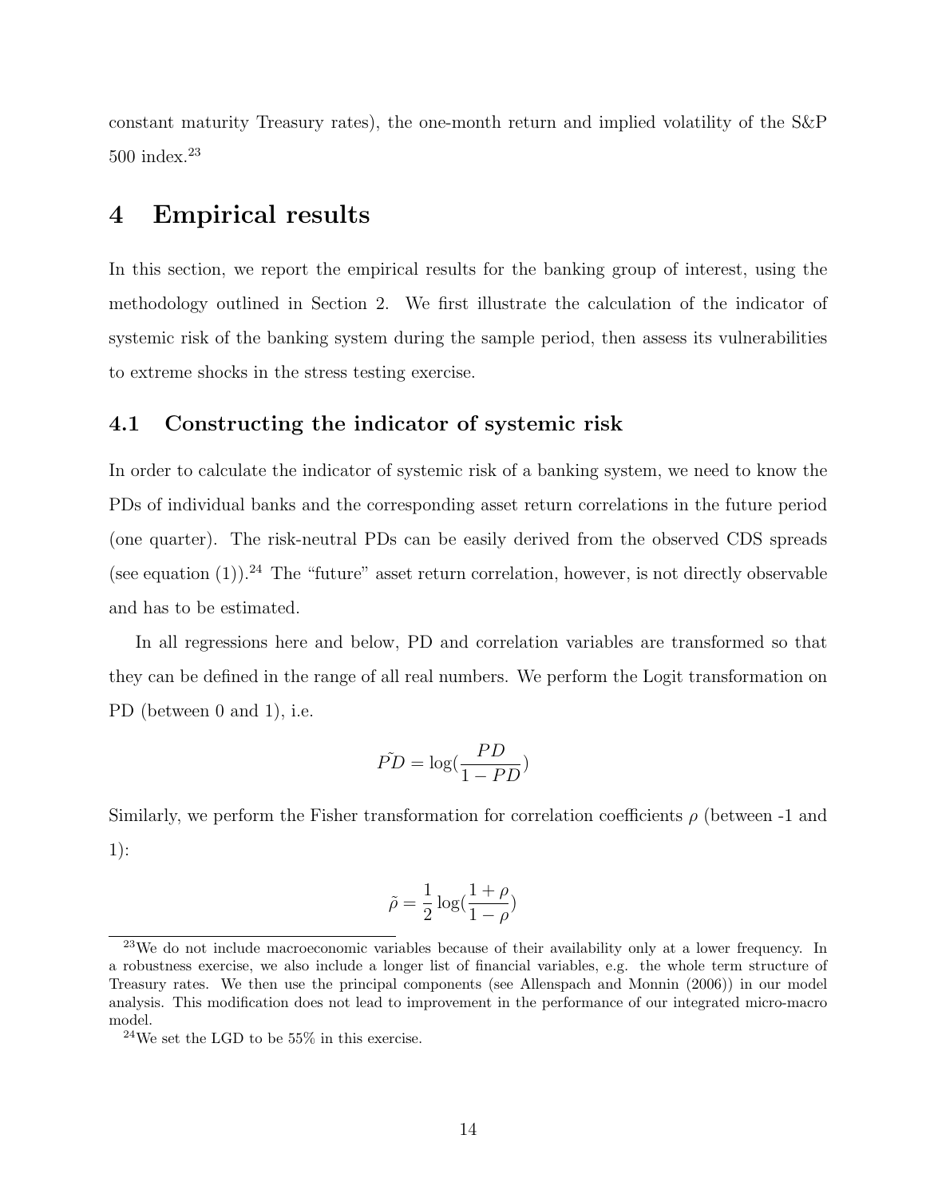constant maturity Treasury rates), the one-month return and implied volatility of the S&P 500 index.[23]

# 4 Empirical results

In this section, we report the empirical results for the banking group of interest, using the methodology outlined in Section 2. We first illustrate the calculation of the indicator of systemic risk of the banking system during the sample period, then assess its vulnerabilities to extreme shocks in the stress testing exercise.

## 4.1 Constructing the indicator of systemic risk

In order to calculate the indicator of systemic risk of a banking system, we need to know the PDs of individual banks and the corresponding asset return correlations in the future period (one quarter). The risk-neutral PDs can be easily derived from the observed CDS spreads (see equation (1)).[24] The "future" asset return correlation, however, is not directly observable and has to be estimated.

In all regressions here and below, PD and correlation variables are transformed so that they can be defined in the range of all real numbers. We perform the Logit transformation on PD (between 0 and 1), i.e.

$$\tilde{PD} = \log(\frac{PD}{1 - PD})$$

Similarly, we perform the Fisher transformation for correlation coefficients $\rho$ (between -1 and 1):

$$\tilde{\rho} = \frac{1}{2}\log(\frac{1 + \rho}{1 - \rho})$$

[23] We do not include macroeconomic variables because of their availability only at a lower frequency. In a robustness exercise, we also include a longer list of financial variables, e.g. the whole term structure of Treasury rates. We then use the principal components (see Allenspach and Monnin (2006)) in our model analysis. This modification does not lead to improvement in the performance of our integrated micro-macro model.

[24] We set the LGD to be 55% in this exercise.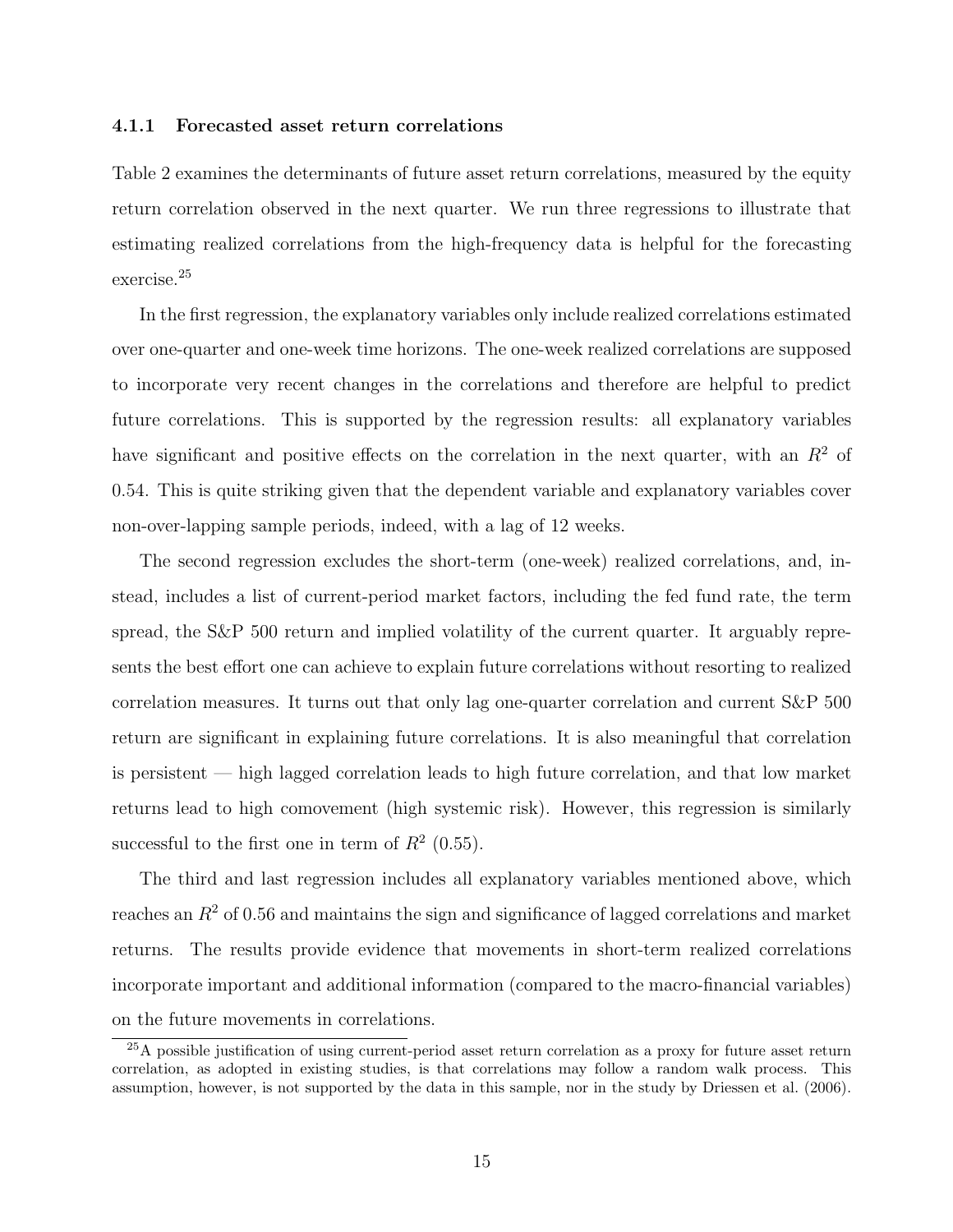#### 4.1.1 Forecasted asset return correlations

Table 2 examines the determinants of future asset return correlations, measured by the equity return correlation observed in the next quarter. We run three regressions to illustrate that estimating realized correlations from the high-frequency data is helpful for the forecasting exercise.[25]

In the first regression, the explanatory variables only include realized correlations estimated over one-quarter and one-week time horizons. The one-week realized correlations are supposed to incorporate very recent changes in the correlations and therefore are helpful to predict future correlations. This is supported by the regression results: all explanatory variables have significant and positive effects on the correlation in the next quarter, with an $R^2$ of 0.54. This is quite striking given that the dependent variable and explanatory variables cover non-over-lapping sample periods, indeed, with a lag of 12 weeks.

The second regression excludes the short-term (one-week) realized correlations, and, instead, includes a list of current-period market factors, including the fed fund rate, the term spread, the S&P 500 return and implied volatility of the current quarter. It arguably represents the best effort one can achieve to explain future correlations without resorting to realized correlation measures. It turns out that only lag one-quarter correlation and current S&P 500 return are significant in explaining future correlations. It is also meaningful that correlation is persistent — high lagged correlation leads to high future correlation, and that low market returns lead to high comovement (high systemic risk). However, this regression is similarly successful to the first one in term of $R^2$ (0.55).

The third and last regression includes all explanatory variables mentioned above, which reaches an $R^2$ of 0.56 and maintains the sign and significance of lagged correlations and market returns. The results provide evidence that movements in short-term realized correlations incorporate important and additional information (compared to the macro-financial variables) on the future movements in correlations.

[25] A possible justification of using current-period asset return correlation as a proxy for future asset return correlation, as adopted in existing studies, is that correlations may follow a random walk process. This assumption, however, is not supported by the data in this sample, nor in the study by Driessen et al. (2006).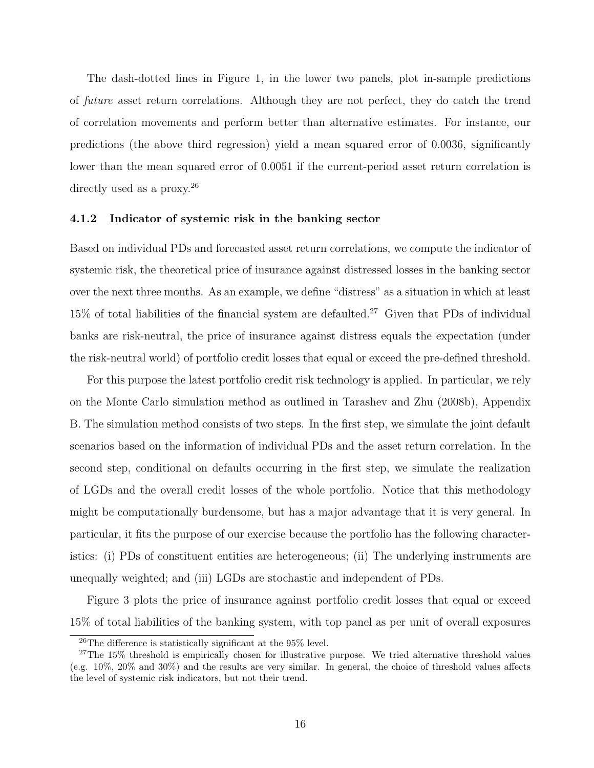The dash-dotted lines in Figure 1, in the lower two panels, plot in-sample predictions of *future* asset return correlations. Although they are not perfect, they do catch the trend of correlation movements and perform better than alternative estimates. For instance, our predictions (the above third regression) yield a mean squared error of 0.0036, significantly lower than the mean squared error of 0.0051 if the current-period asset return correlation is directly used as a proxy.[26]

### 4.1.2 Indicator of systemic risk in the banking sector

Based on individual PDs and forecasted asset return correlations, we compute the indicator of systemic risk, the theoretical price of insurance against distressed losses in the banking sector over the next three months. As an example, we define "distress" as a situation in which at least 15% of total liabilities of the financial system are defaulted.[27] Given that PDs of individual banks are risk-neutral, the price of insurance against distress equals the expectation (under the risk-neutral world) of portfolio credit losses that equal or exceed the pre-defined threshold.

For this purpose the latest portfolio credit risk technology is applied. In particular, we rely on the Monte Carlo simulation method as outlined in Tarashev and Zhu (2008b), Appendix B. The simulation method consists of two steps. In the first step, we simulate the joint default scenarios based on the information of individual PDs and the asset return correlation. In the second step, conditional on defaults occurring in the first step, we simulate the realization of LGDs and the overall credit losses of the whole portfolio. Notice that this methodology might be computationally burdensome, but has a major advantage that it is very general. In particular, it fits the purpose of our exercise because the portfolio has the following characteristics: (i) PDs of constituent entities are heterogeneous; (ii) The underlying instruments are unequally weighted; and (iii) LGDs are stochastic and independent of PDs.

Figure 3 plots the price of insurance against portfolio credit losses that equal or exceed 15% of total liabilities of the banking system, with top panel as per unit of overall exposures

[26] The difference is statistically significant at the 95% level.

[27] The 15% threshold is empirically chosen for illustrative purpose. We tried alternative threshold values (e.g. 10%, 20% and 30%) and the results are very similar. In general, the choice of threshold values affects the level of systemic risk indicators, but not their trend.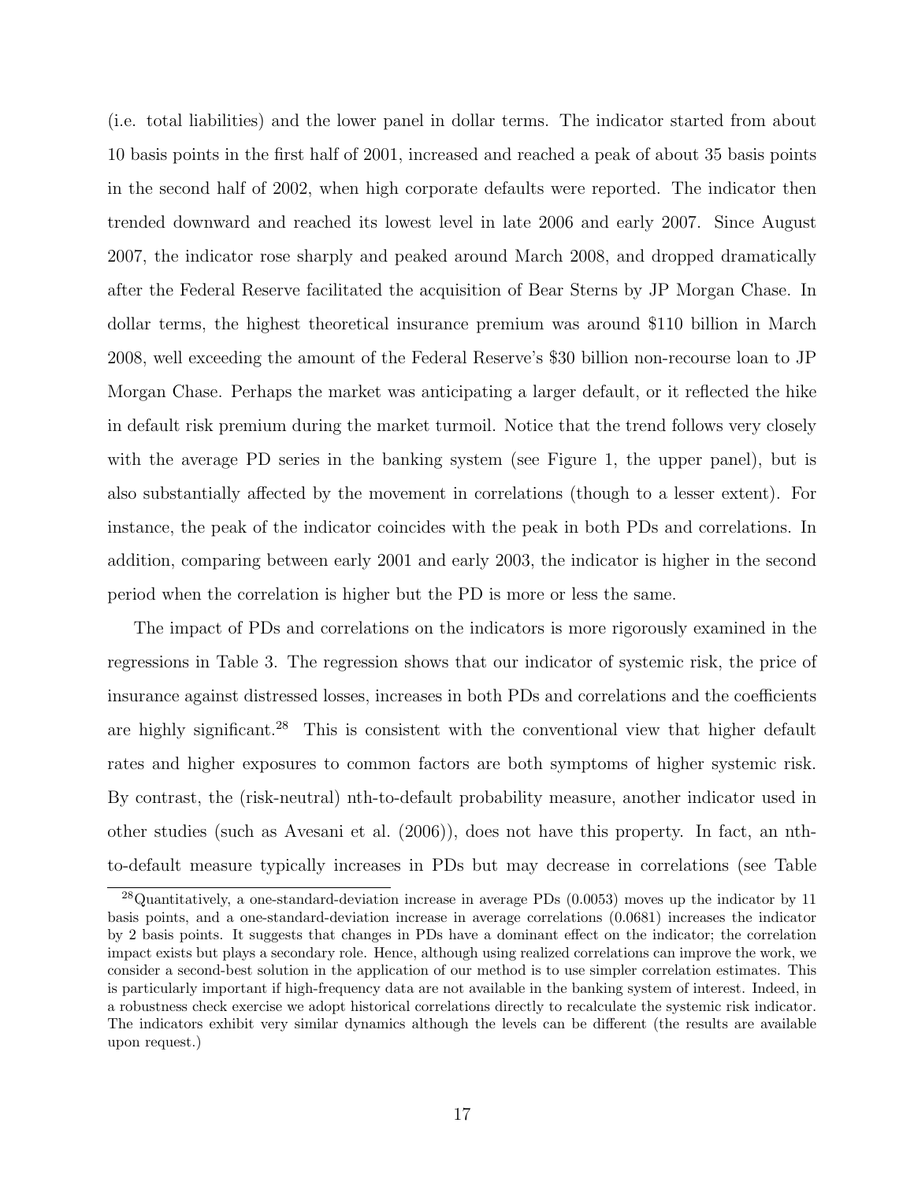(i.e. total liabilities) and the lower panel in dollar terms. The indicator started from about 10 basis points in the first half of 2001, increased and reached a peak of about 35 basis points in the second half of 2002, when high corporate defaults were reported. The indicator then trended downward and reached its lowest level in late 2006 and early 2007. Since August 2007, the indicator rose sharply and peaked around March 2008, and dropped dramatically after the Federal Reserve facilitated the acquisition of Bear Sterns by JP Morgan Chase. In dollar terms, the highest theoretical insurance premium was around \$110 billion in March 2008, well exceeding the amount of the Federal Reserve's \$30 billion non-recourse loan to JP Morgan Chase. Perhaps the market was anticipating a larger default, or it reflected the hike in default risk premium during the market turmoil. Notice that the trend follows very closely with the average PD series in the banking system (see Figure 1, the upper panel), but is also substantially affected by the movement in correlations (though to a lesser extent). For instance, the peak of the indicator coincides with the peak in both PDs and correlations. In addition, comparing between early 2001 and early 2003, the indicator is higher in the second period when the correlation is higher but the PD is more or less the same.

The impact of PDs and correlations on the indicators is more rigorously examined in the regressions in Table 3. The regression shows that our indicator of systemic risk, the price of insurance against distressed losses, increases in both PDs and correlations and the coefficients are highly significant.[28] This is consistent with the conventional view that higher default rates and higher exposures to common factors are both symptoms of higher systemic risk. By contrast, the (risk-neutral) nth-to-default probability measure, another indicator used in other studies (such as Avesani et al. (2006)), does not have this property. In fact, an nth-to-default measure typically increases in PDs but may decrease in correlations (see Table

[28] Quantitatively, a one-standard-deviation increase in average PDs (0.0053) moves up the indicator by 11 basis points, and a one-standard-deviation increase in average correlations (0.0681) increases the indicator by 2 basis points. It suggests that changes in PDs have a dominant effect on the indicator; the correlation impact exists but plays a secondary role. Hence, although using realized correlations can improve the work, we consider a second-best solution in the application of our method is to use simpler correlation estimates. This is particularly important if high-frequency data are not available in the banking system of interest. Indeed, in a robustness check exercise we adopt historical correlations directly to recalculate the systemic risk indicator. The indicators exhibit very similar dynamics although the levels can be different (the results are available upon request.)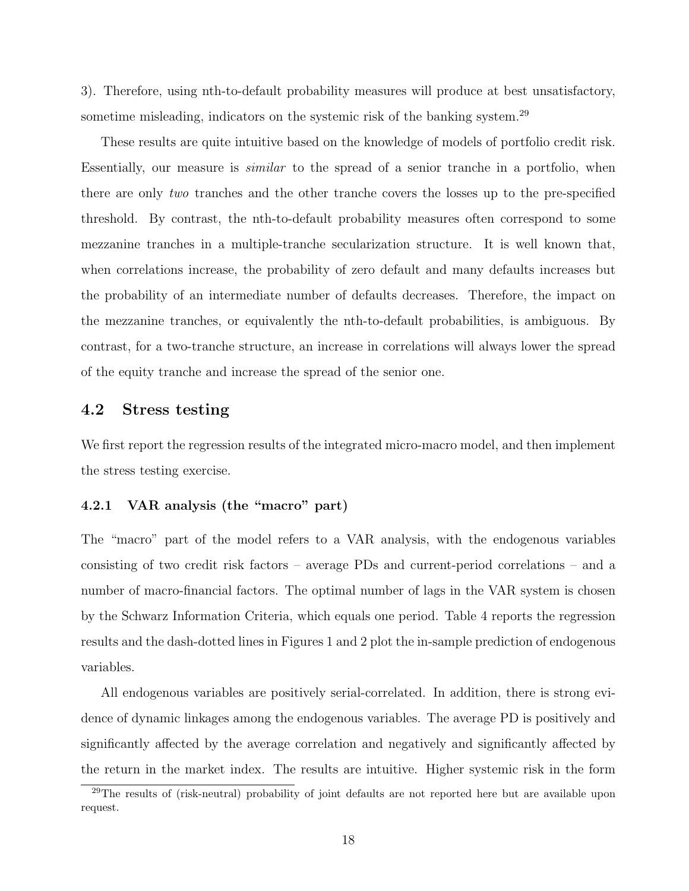3). Therefore, using nth-to-default probability measures will produce at best unsatisfactory, sometime misleading, indicators on the systemic risk of the banking system.[29]

These results are quite intuitive based on the knowledge of models of portfolio credit risk. Essentially, our measure is *similar* to the spread of a senior tranche in a portfolio, when there are only *two* tranches and the other tranche covers the losses up to the pre-specified threshold. By contrast, the nth-to-default probability measures often correspond to some mezzanine tranches in a multiple-tranche secularization structure. It is well known that, when correlations increase, the probability of zero default and many defaults increases but the probability of an intermediate number of defaults decreases. Therefore, the impact on the mezzanine tranches, or equivalently the nth-to-default probabilities, is ambiguous. By contrast, for a two-tranche structure, an increase in correlations will always lower the spread of the equity tranche and increase the spread of the senior one.

## 4.2 Stress testing

We first report the regression results of the integrated micro-macro model, and then implement the stress testing exercise.

### 4.2.1 VAR analysis (the "macro" part)

The "macro" part of the model refers to a VAR analysis, with the endogenous variables consisting of two credit risk factors – average PDs and current-period correlations – and a number of macro-financial factors. The optimal number of lags in the VAR system is chosen by the Schwarz Information Criteria, which equals one period. Table 4 reports the regression results and the dash-dotted lines in Figures 1 and 2 plot the in-sample prediction of endogenous variables.

All endogenous variables are positively serial-correlated. In addition, there is strong evidence of dynamic linkages among the endogenous variables. The average PD is positively and significantly affected by the average correlation and negatively and significantly affected by the return in the market index. The results are intuitive. Higher systemic risk in the form

[29]The results of (risk-neutral) probability of joint defaults are not reported here but are available upon request.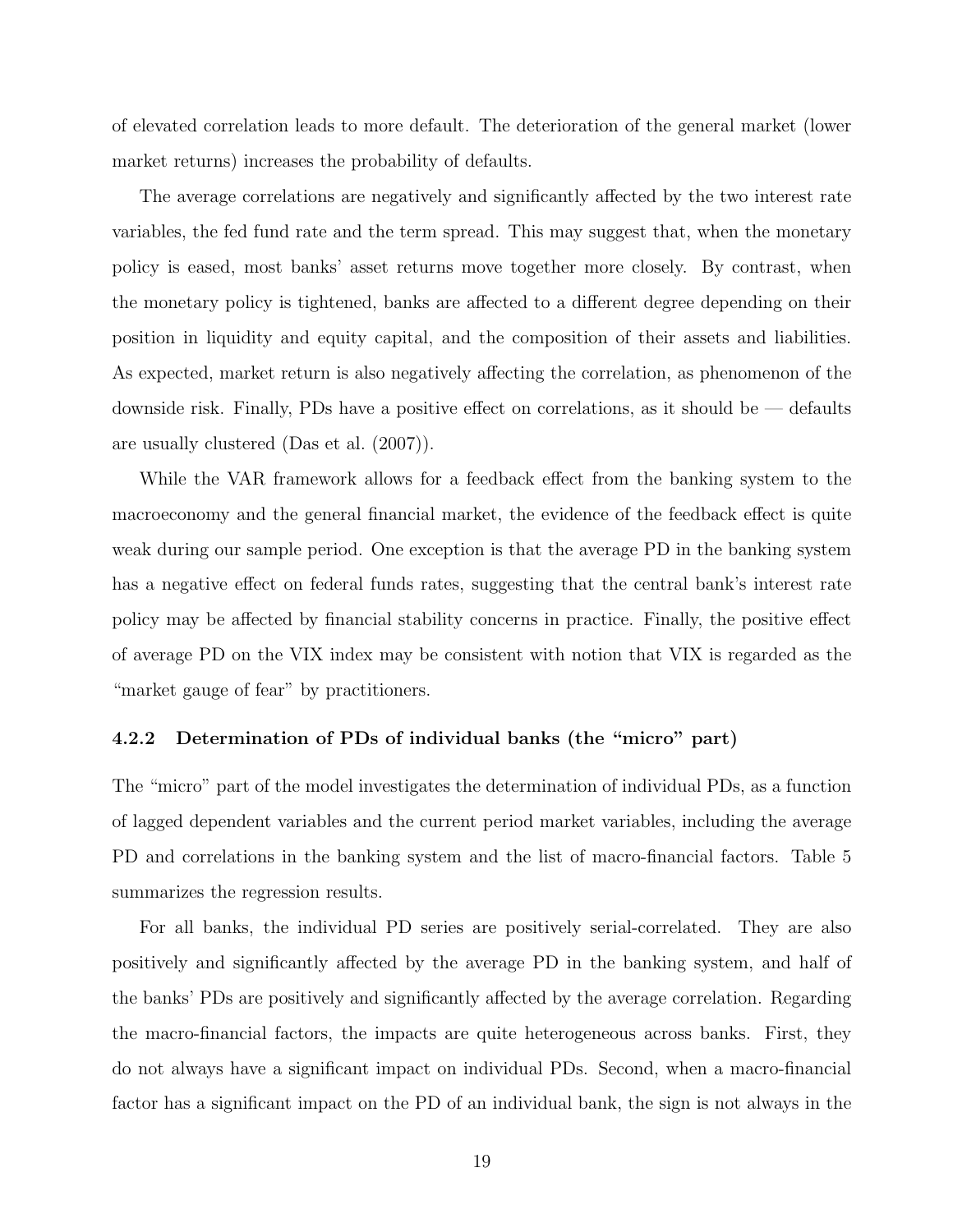of elevated correlation leads to more default. The deterioration of the general market (lower market returns) increases the probability of defaults.

The average correlations are negatively and significantly affected by the two interest rate variables, the fed fund rate and the term spread. This may suggest that, when the monetary policy is eased, most banks' asset returns move together more closely. By contrast, when the monetary policy is tightened, banks are affected to a different degree depending on their position in liquidity and equity capital, and the composition of their assets and liabilities. As expected, market return is also negatively affecting the correlation, as phenomenon of the downside risk. Finally, PDs have a positive effect on correlations, as it should be — defaults are usually clustered (Das et al. (2007)).

While the VAR framework allows for a feedback effect from the banking system to the macroeconomy and the general financial market, the evidence of the feedback effect is quite weak during our sample period. One exception is that the average PD in the banking system has a negative effect on federal funds rates, suggesting that the central bank's interest rate policy may be affected by financial stability concerns in practice. Finally, the positive effect of average PD on the VIX index may be consistent with notion that VIX is regarded as the "market gauge of fear" by practitioners.

### 4.2.2 Determination of PDs of individual banks (the "micro" part)

The "micro" part of the model investigates the determination of individual PDs, as a function of lagged dependent variables and the current period market variables, including the average PD and correlations in the banking system and the list of macro-financial factors. Table 5 summarizes the regression results.

For all banks, the individual PD series are positively serial-correlated. They are also positively and significantly affected by the average PD in the banking system, and half of the banks' PDs are positively and significantly affected by the average correlation. Regarding the macro-financial factors, the impacts are quite heterogeneous across banks. First, they do not always have a significant impact on individual PDs. Second, when a macro-financial factor has a significant impact on the PD of an individual bank, the sign is not always in the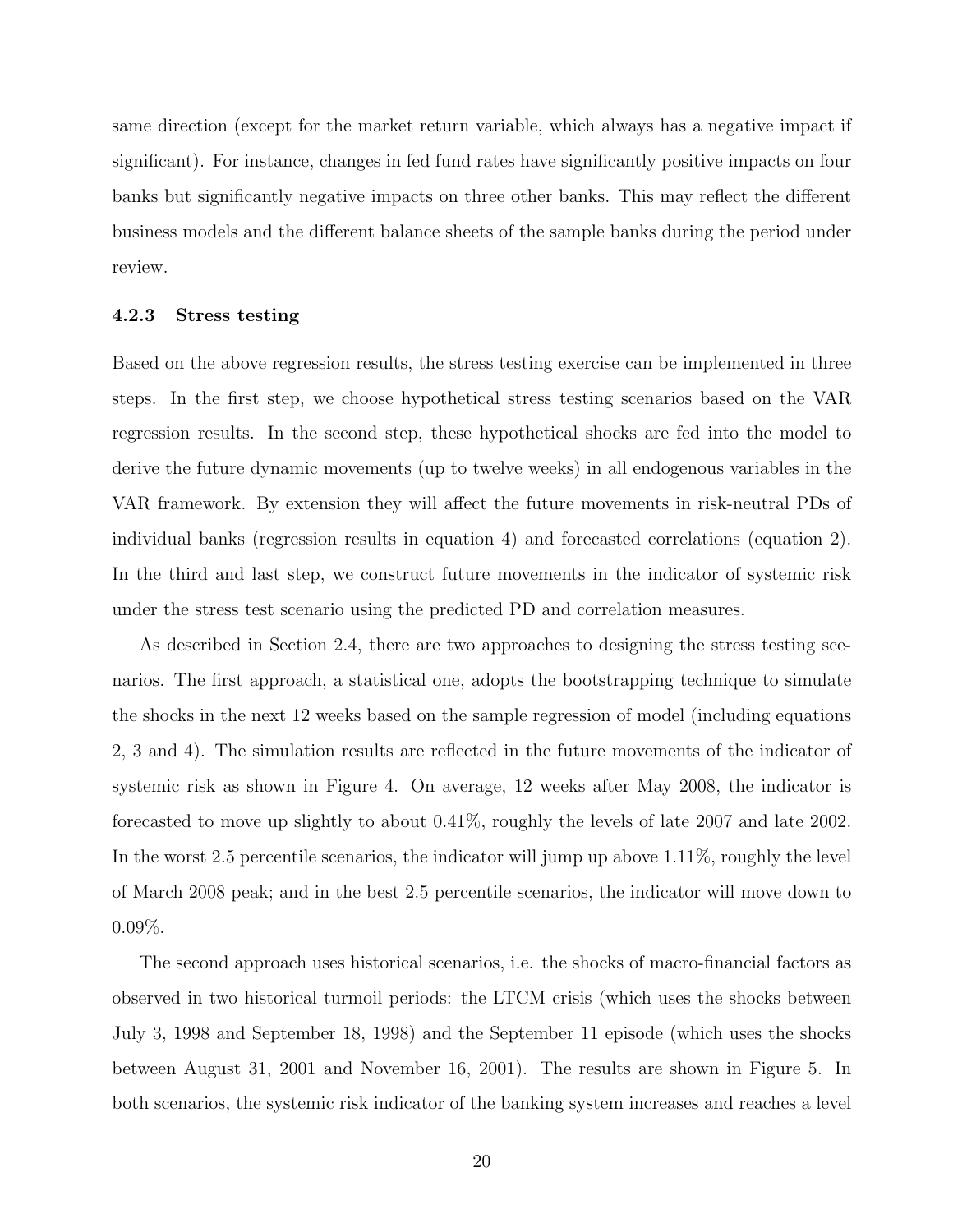same direction (except for the market return variable, which always has a negative impact if significant). For instance, changes in fed fund rates have significantly positive impacts on four banks but significantly negative impacts on three other banks. This may reflect the different business models and the different balance sheets of the sample banks during the period under review.

### 4.2.3 Stress testing

Based on the above regression results, the stress testing exercise can be implemented in three steps. In the first step, we choose hypothetical stress testing scenarios based on the VAR regression results. In the second step, these hypothetical shocks are fed into the model to derive the future dynamic movements (up to twelve weeks) in all endogenous variables in the VAR framework. By extension they will affect the future movements in risk-neutral PDs of individual banks (regression results in equation 4) and forecasted correlations (equation 2). In the third and last step, we construct future movements in the indicator of systemic risk under the stress test scenario using the predicted PD and correlation measures.

As described in Section 2.4, there are two approaches to designing the stress testing scenarios. The first approach, a statistical one, adopts the bootstrapping technique to simulate the shocks in the next 12 weeks based on the sample regression of model (including equations 2, 3 and 4). The simulation results are reflected in the future movements of the indicator of systemic risk as shown in Figure 4. On average, 12 weeks after May 2008, the indicator is forecasted to move up slightly to about 0.41%, roughly the levels of late 2007 and late 2002. In the worst 2.5 percentile scenarios, the indicator will jump up above 1.11%, roughly the level of March 2008 peak; and in the best 2.5 percentile scenarios, the indicator will move down to 0.09%.

The second approach uses historical scenarios, i.e. the shocks of macro-financial factors as observed in two historical turmoil periods: the LTCM crisis (which uses the shocks between July 3, 1998 and September 18, 1998) and the September 11 episode (which uses the shocks between August 31, 2001 and November 16, 2001). The results are shown in Figure 5. In both scenarios, the systemic risk indicator of the banking system increases and reaches a level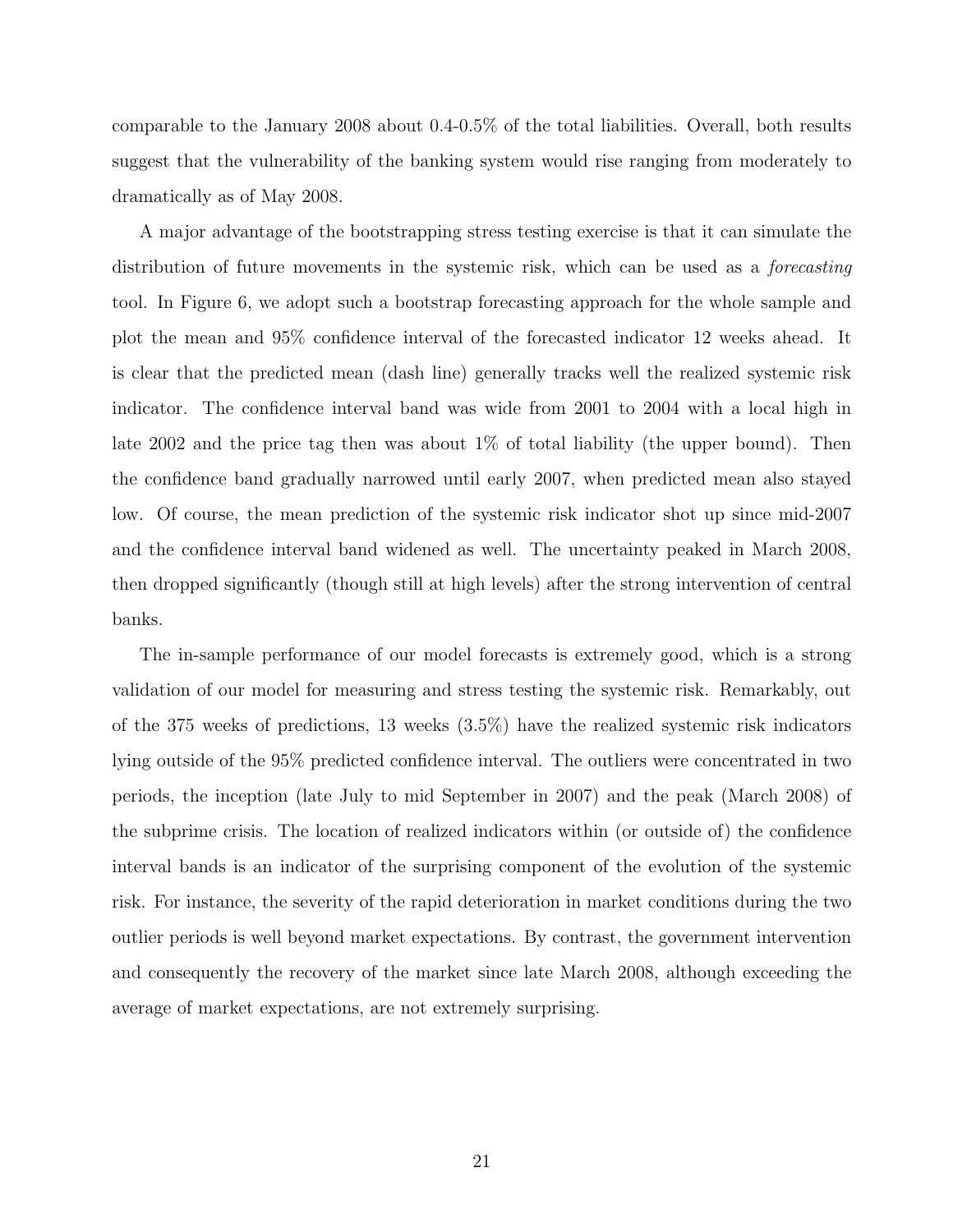comparable to the January 2008 about 0.4-0.5% of the total liabilities. Overall, both results suggest that the vulnerability of the banking system would rise ranging from moderately to dramatically as of May 2008.

A major advantage of the bootstrapping stress testing exercise is that it can simulate the distribution of future movements in the systemic risk, which can be used as a *forecasting* tool. In Figure 6, we adopt such a bootstrap forecasting approach for the whole sample and plot the mean and 95% confidence interval of the forecasted indicator 12 weeks ahead. It is clear that the predicted mean (dash line) generally tracks well the realized systemic risk indicator. The confidence interval band was wide from 2001 to 2004 with a local high in late 2002 and the price tag then was about 1% of total liability (the upper bound). Then the confidence band gradually narrowed until early 2007, when predicted mean also stayed low. Of course, the mean prediction of the systemic risk indicator shot up since mid-2007 and the confidence interval band widened as well. The uncertainty peaked in March 2008, then dropped significantly (though still at high levels) after the strong intervention of central banks.

The in-sample performance of our model forecasts is extremely good, which is a strong validation of our model for measuring and stress testing the systemic risk. Remarkably, out of the 375 weeks of predictions, 13 weeks (3.5%) have the realized systemic risk indicators lying outside of the 95% predicted confidence interval. The outliers were concentrated in two periods, the inception (late July to mid September in 2007) and the peak (March 2008) of the subprime crisis. The location of realized indicators within (or outside of) the confidence interval bands is an indicator of the surprising component of the evolution of the systemic risk. For instance, the severity of the rapid deterioration in market conditions during the two outlier periods is well beyond market expectations. By contrast, the government intervention and consequently the recovery of the market since late March 2008, although exceeding the average of market expectations, are not extremely surprising.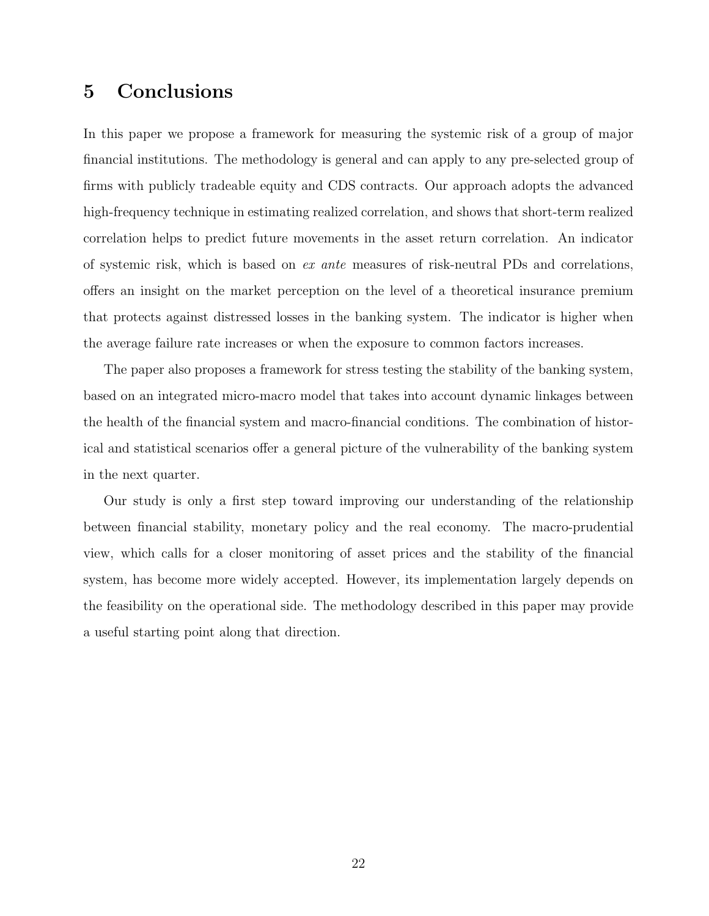# 5 Conclusions

In this paper we propose a framework for measuring the systemic risk of a group of major financial institutions. The methodology is general and can apply to any pre-selected group of firms with publicly tradeable equity and CDS contracts. Our approach adopts the advanced high-frequency technique in estimating realized correlation, and shows that short-term realized correlation helps to predict future movements in the asset return correlation. An indicator of systemic risk, which is based on *ex ante* measures of risk-neutral PDs and correlations, offers an insight on the market perception on the level of a theoretical insurance premium that protects against distressed losses in the banking system. The indicator is higher when the average failure rate increases or when the exposure to common factors increases.

The paper also proposes a framework for stress testing the stability of the banking system, based on an integrated micro-macro model that takes into account dynamic linkages between the health of the financial system and macro-financial conditions. The combination of historical and statistical scenarios offer a general picture of the vulnerability of the banking system in the next quarter.

Our study is only a first step toward improving our understanding of the relationship between financial stability, monetary policy and the real economy. The macro-prudential view, which calls for a closer monitoring of asset prices and the stability of the financial system, has become more widely accepted. However, its implementation largely depends on the feasibility on the operational side. The methodology described in this paper may provide a useful starting point along that direction.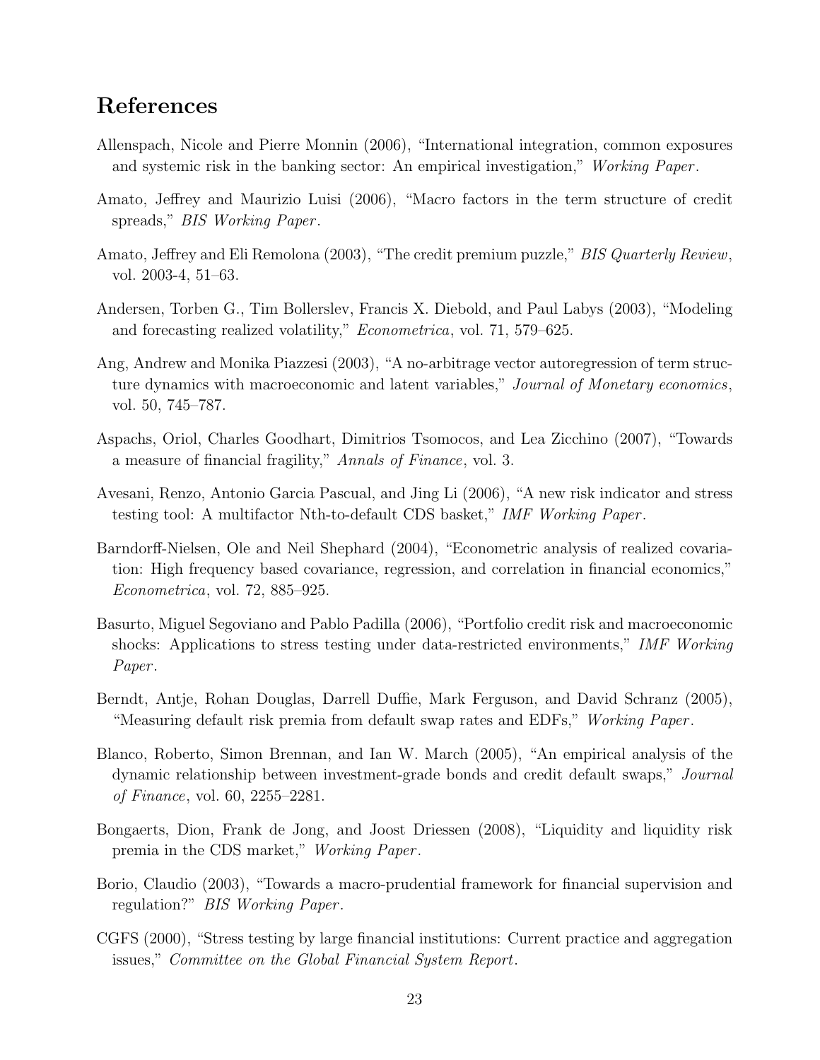# References

Allenspach, Nicole and Pierre Monnin (2006), "International integration, common exposures and systemic risk in the banking sector: An empirical investigation," *Working Paper*.

Amato, Jeffrey and Maurizio Luisi (2006), "Macro factors in the term structure of credit spreads," *BIS Working Paper*.

Amato, Jeffrey and Eli Remolona (2003), "The credit premium puzzle," *BIS Quarterly Review*, vol. 2003-4, 51–63.

Andersen, Torben G., Tim Bollerslev, Francis X. Diebold, and Paul Labys (2003), "Modeling and forecasting realized volatility," *Econometrica*, vol. 71, 579–625.

Ang, Andrew and Monika Piazzesi (2003), "A no-arbitrage vector autoregression of term structure dynamics with macroeconomic and latent variables," *Journal of Monetary economics*, vol. 50, 745–787.

Aspachs, Oriol, Charles Goodhart, Dimitrios Tsomocos, and Lea Zicchino (2007), "Towards a measure of financial fragility," *Annals of Finance*, vol. 3.

Avesani, Renzo, Antonio Garcia Pascual, and Jing Li (2006), "A new risk indicator and stress testing tool: A multifactor Nth-to-default CDS basket," *IMF Working Paper*.

Barndorff-Nielsen, Ole and Neil Shephard (2004), "Econometric analysis of realized covariation: High frequency based covariance, regression, and correlation in financial economics," *Econometrica*, vol. 72, 885–925.

Basurto, Miguel Segoviano and Pablo Padilla (2006), "Portfolio credit risk and macroeconomic shocks: Applications to stress testing under data-restricted environments," *IMF Working Paper*.

Berndt, Antje, Rohan Douglas, Darrell Duffie, Mark Ferguson, and David Schranz (2005), "Measuring default risk premia from default swap rates and EDFs," *Working Paper*.

Blanco, Roberto, Simon Brennan, and Ian W. March (2005), "An empirical analysis of the dynamic relationship between investment-grade bonds and credit default swaps," *Journal of Finance*, vol. 60, 2255–2281.

Bongaerts, Dion, Frank de Jong, and Joost Driessen (2008), "Liquidity and liquidity risk premia in the CDS market," *Working Paper*.

Borio, Claudio (2003), "Towards a macro-prudential framework for financial supervision and regulation?" *BIS Working Paper*.

CGFS (2000), "Stress testing by large financial institutions: Current practice and aggregation issues," *Committee on the Global Financial System Report*.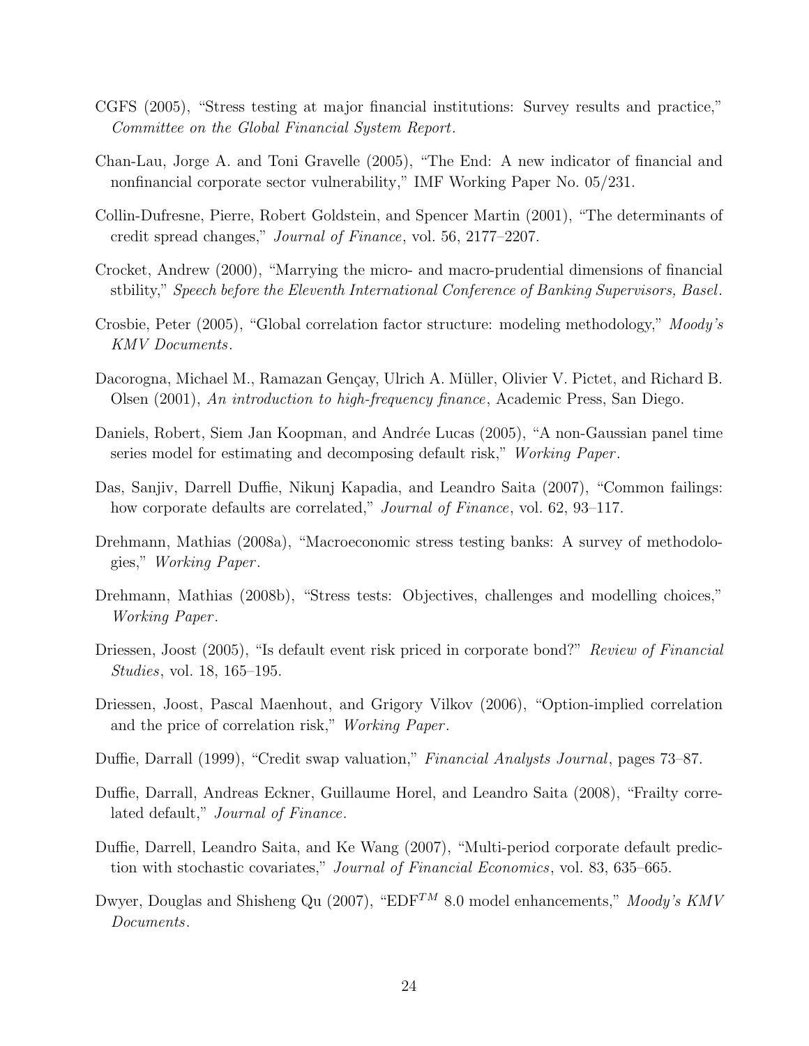CGFS (2005), "Stress testing at major financial institutions: Survey results and practice," *Committee on the Global Financial System Report*.

Chan-Lau, Jorge A. and Toni Gravelle (2005), "The End: A new indicator of financial and nonfinancial corporate sector vulnerability," IMF Working Paper No. 05/231.

Collin-Dufresne, Pierre, Robert Goldstein, and Spencer Martin (2001), "The determinants of credit spread changes," *Journal of Finance*, vol. 56, 2177–2207.

Crocket, Andrew (2000), "Marrying the micro- and macro-prudential dimensions of financial stbility," *Speech before the Eleventh International Conference of Banking Supervisors, Basel*.

Crosbie, Peter (2005), "Global correlation factor structure: modeling methodology," *Moody's KMV Documents*.

Dacorogna, Michael M., Ramazan Gençay, Ulrich A. Müller, Olivier V. Pictet, and Richard B. Olsen (2001), *An introduction to high-frequency finance*, Academic Press, San Diego.

Daniels, Robert, Siem Jan Koopman, and Andrée Lucas (2005), "A non-Gaussian panel time series model for estimating and decomposing default risk," *Working Paper*.

Das, Sanjiv, Darrell Duffie, Nikunj Kapadia, and Leandro Saita (2007), "Common failings: how corporate defaults are correlated," *Journal of Finance*, vol. 62, 93–117.

Drehmann, Mathias (2008a), "Macroeconomic stress testing banks: A survey of methodologies," *Working Paper*.

Drehmann, Mathias (2008b), "Stress tests: Objectives, challenges and modelling choices," *Working Paper*.

Driessen, Joost (2005), "Is default event risk priced in corporate bond?" *Review of Financial Studies*, vol. 18, 165–195.

Driessen, Joost, Pascal Maenhout, and Grigory Vilkov (2006), "Option-implied correlation and the price of correlation risk," *Working Paper*.

Duffie, Darrall (1999), "Credit swap valuation," *Financial Analysts Journal*, pages 73–87.

Duffie, Darrall, Andreas Eckner, Guillaume Horel, and Leandro Saita (2008), "Frailty correlated default," *Journal of Finance*.

Duffie, Darrell, Leandro Saita, and Ke Wang (2007), "Multi-period corporate default prediction with stochastic covariates," *Journal of Financial Economics*, vol. 83, 635–665.

Dwyer, Douglas and Shisheng Qu (2007), "EDF$^{TM}$ 8.0 model enhancements," *Moody's KMV Documents*.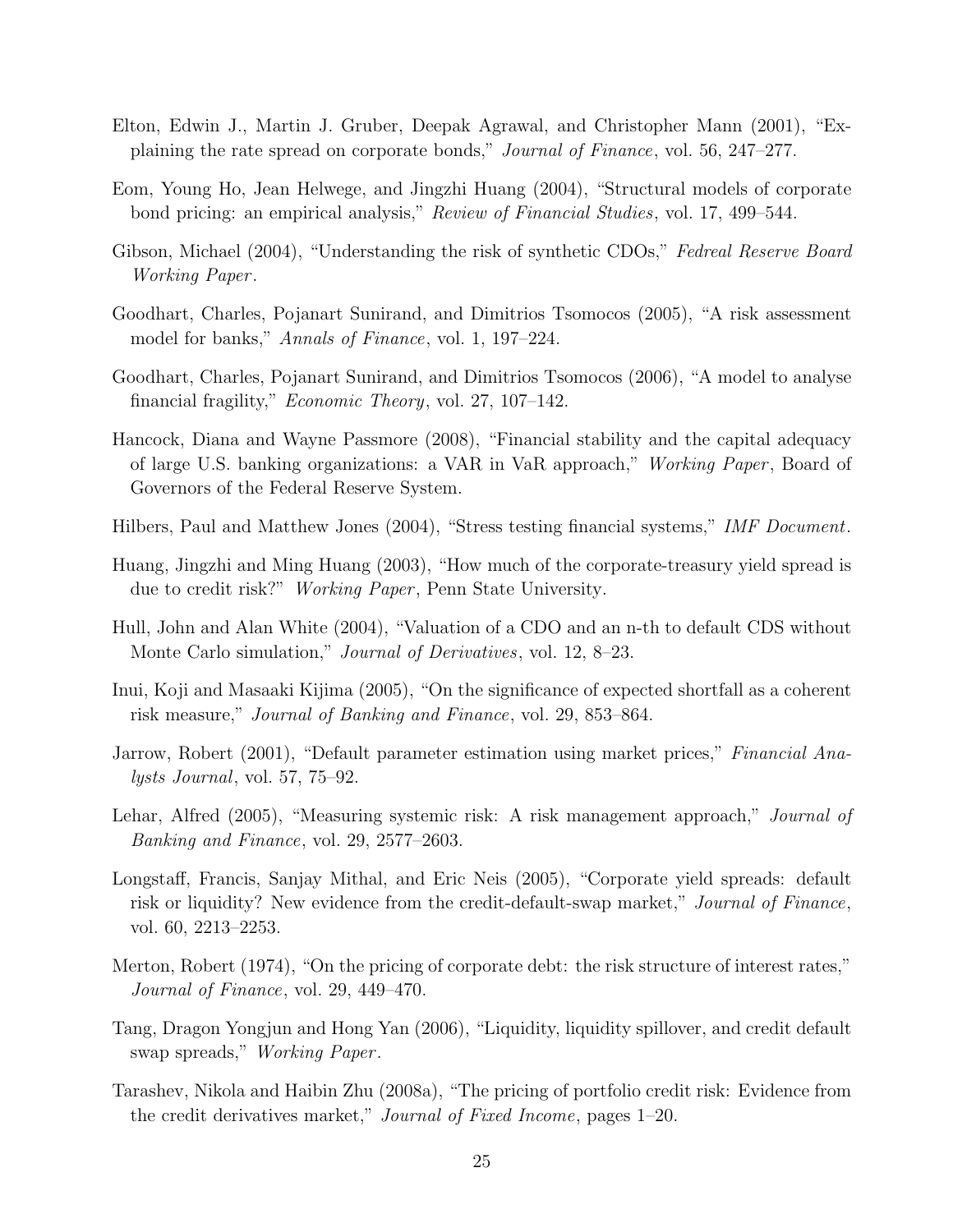Elton, Edwin J., Martin J. Gruber, Deepak Agrawal, and Christopher Mann (2001), "Explaining the rate spread on corporate bonds," *Journal of Finance*, vol. 56, 247–277.

Eom, Young Ho, Jean Helwege, and Jingzhi Huang (2004), "Structural models of corporate bond pricing: an empirical analysis," *Review of Financial Studies*, vol. 17, 499–544.

Gibson, Michael (2004), "Understanding the risk of synthetic CDOs," *Fedreal Reserve Board Working Paper*.

Goodhart, Charles, Pojanart Sunirand, and Dimitrios Tsomocos (2005), "A risk assessment model for banks," *Annals of Finance*, vol. 1, 197–224.

Goodhart, Charles, Pojanart Sunirand, and Dimitrios Tsomocos (2006), "A model to analyse financial fragility," *Economic Theory*, vol. 27, 107–142.

Hancock, Diana and Wayne Passmore (2008), "Financial stability and the capital adequacy of large U.S. banking organizations: a VAR in VaR approach," *Working Paper*, Board of Governors of the Federal Reserve System.

Hilbers, Paul and Matthew Jones (2004), "Stress testing financial systems," *IMF Document*.

Huang, Jingzhi and Ming Huang (2003), "How much of the corporate-treasury yield spread is due to credit risk?" *Working Paper*, Penn State University.

Hull, John and Alan White (2004), "Valuation of a CDO and an n-th to default CDS without Monte Carlo simulation," *Journal of Derivatives*, vol. 12, 8–23.

Inui, Koji and Masaaki Kijima (2005), "On the significance of expected shortfall as a coherent risk measure," *Journal of Banking and Finance*, vol. 29, 853–864.

Jarrow, Robert (2001), "Default parameter estimation using market prices," *Financial Analysts Journal*, vol. 57, 75–92.

Lehar, Alfred (2005), "Measuring systemic risk: A risk management approach," *Journal of Banking and Finance*, vol. 29, 2577–2603.

Longstaff, Francis, Sanjay Mithal, and Eric Neis (2005), "Corporate yield spreads: default risk or liquidity? New evidence from the credit-default-swap market," *Journal of Finance*, vol. 60, 2213–2253.

Merton, Robert (1974), "On the pricing of corporate debt: the risk structure of interest rates," *Journal of Finance*, vol. 29, 449–470.

Tang, Dragon Yongjun and Hong Yan (2006), "Liquidity, liquidity spillover, and credit default swap spreads," *Working Paper*.

Tarashev, Nikola and Haibin Zhu (2008a), "The pricing of portfolio credit risk: Evidence from the credit derivatives market," *Journal of Fixed Income*, pages 1–20.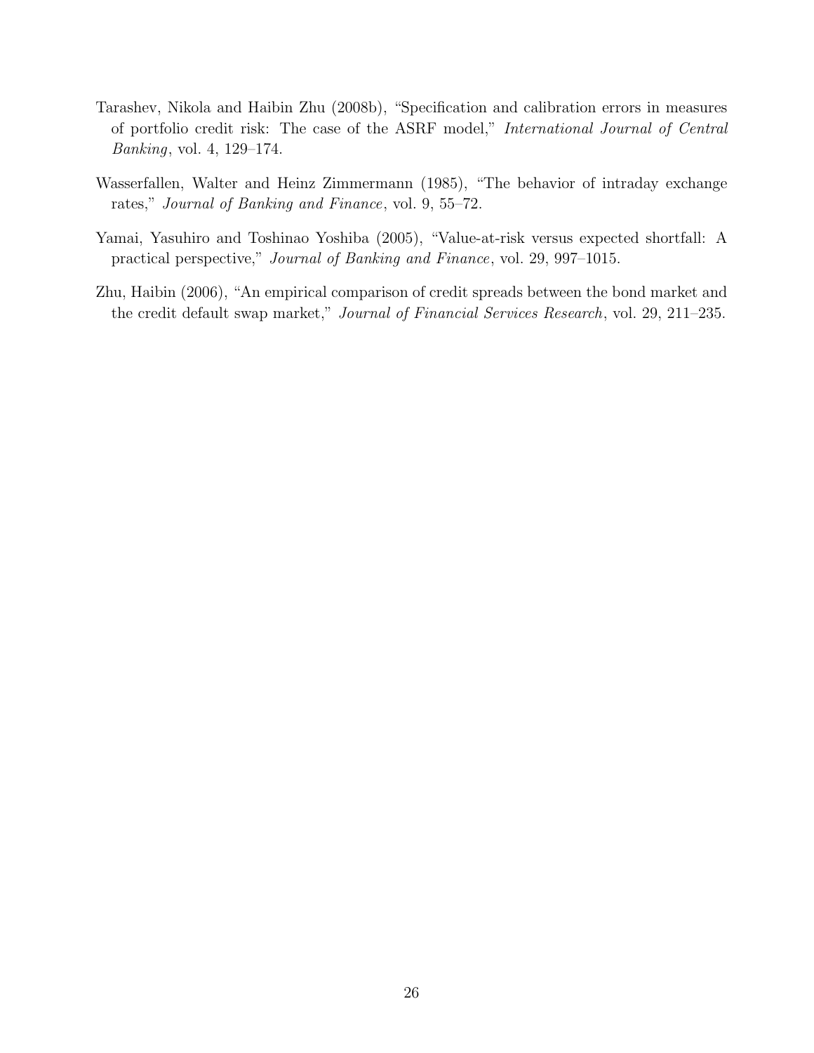Tarashev, Nikola and Haibin Zhu (2008b), "Specification and calibration errors in measures of portfolio credit risk: The case of the ASRF model," *International Journal of Central Banking*, vol. 4, 129–174.

Wasserfallen, Walter and Heinz Zimmermann (1985), "The behavior of intraday exchange rates," *Journal of Banking and Finance*, vol. 9, 55–72.

Yamai, Yasuhiro and Toshinao Yoshiba (2005), "Value-at-risk versus expected shortfall: A practical perspective," *Journal of Banking and Finance*, vol. 29, 997–1015.

Zhu, Haibin (2006), "An empirical comparison of credit spreads between the bond market and the credit default swap market," *Journal of Financial Services Research*, vol. 29, 211–235.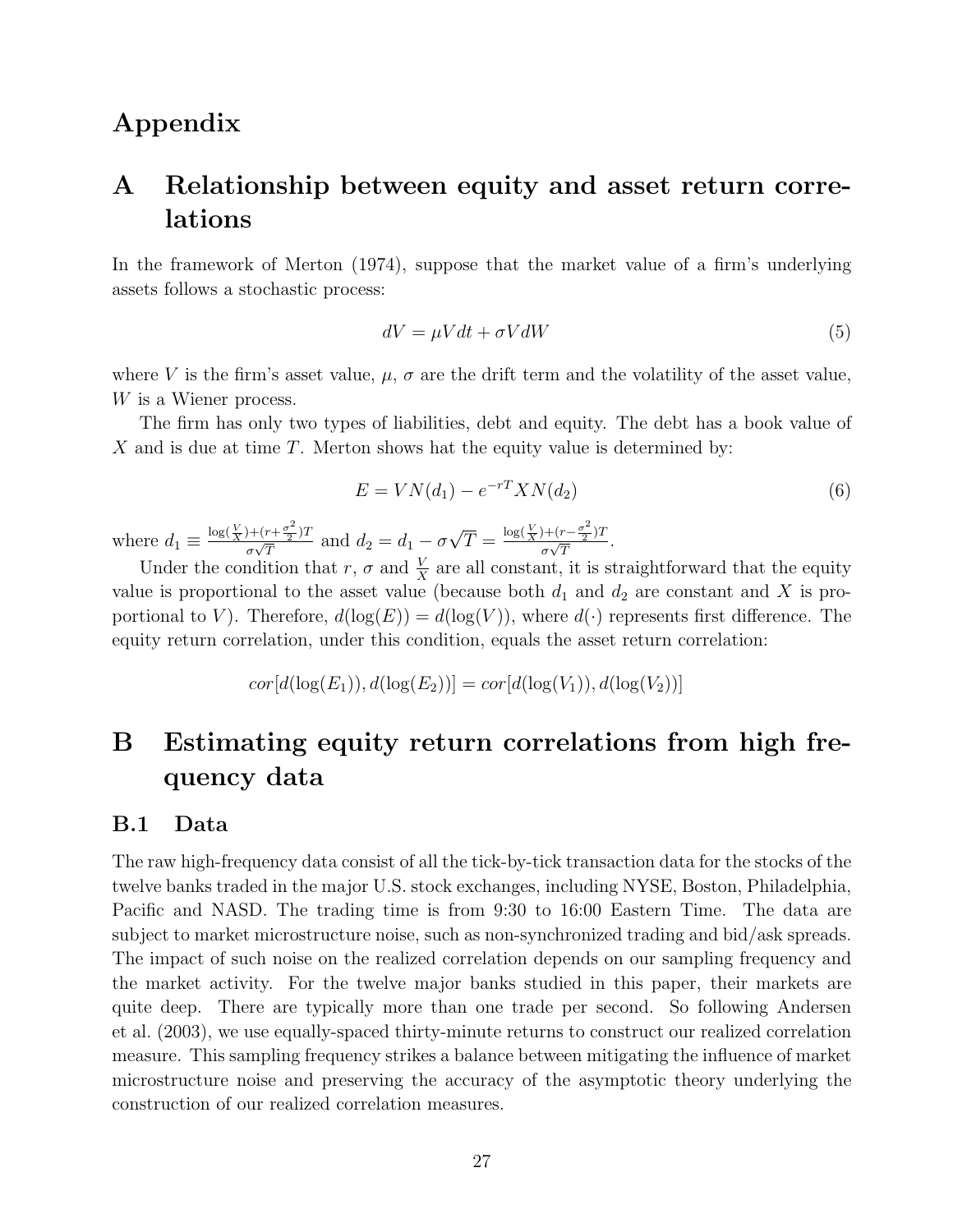# Appendix

## A Relationship between equity and asset return correlations

In the framework of Merton (1974), suppose that the market value of a firm's underlying assets follows a stochastic process:

$$dV = \mu V dt + \sigma V dW \tag{5}$$

where $V$ is the firm's asset value, $\mu$, $\sigma$ are the drift term and the volatility of the asset value, $W$ is a Wiener process.

The firm has only two types of liabilities, debt and equity. The debt has a book value of $X$ and is due at time $T$. Merton shows hat the equity value is determined by:

$$E = VN(d_1) - e^{-rT} XN(d_2) \tag{6}$$

where $d_1 \equiv \frac{\log(\frac{V}{X}) + (r + \frac{\sigma^2}{2})T}{\sigma\sqrt{T}}$ and $d_2 = d_1 - \sigma\sqrt{T} = \frac{\log(\frac{V}{X}) + (r - \frac{\sigma^2}{2})T}{\sigma\sqrt{T}}$.

Under the condition that $r$, $\sigma$ and $\frac{V}{X}$ are all constant, it is straightforward that the equity value is proportional to the asset value (because both $d_1$ and $d_2$ are constant and $X$ is proportional to $V$). Therefore, $d(\log(E)) = d(\log(V))$, where $d(\cdot)$ represents first difference. The equity return correlation, under this condition, equals the asset return correlation:

$$cor[d(\log(E_1)), d(\log(E_2))] = cor[d(\log(V_1)), d(\log(V_2))]$$

## B Estimating equity return correlations from high frequency data

### B.1 Data

The raw high-frequency data consist of all the tick-by-tick transaction data for the stocks of the twelve banks traded in the major U.S. stock exchanges, including NYSE, Boston, Philadelphia, Pacific and NASD. The trading time is from 9:30 to 16:00 Eastern Time. The data are subject to market microstructure noise, such as non-synchronized trading and bid/ask spreads. The impact of such noise on the realized correlation depends on our sampling frequency and the market activity. For the twelve major banks studied in this paper, their markets are quite deep. There are typically more than one trade per second. So following Andersen et al. (2003), we use equally-spaced thirty-minute returns to construct our realized correlation measure. This sampling frequency strikes a balance between mitigating the influence of market microstructure noise and preserving the accuracy of the asymptotic theory underlying the construction of our realized correlation measures.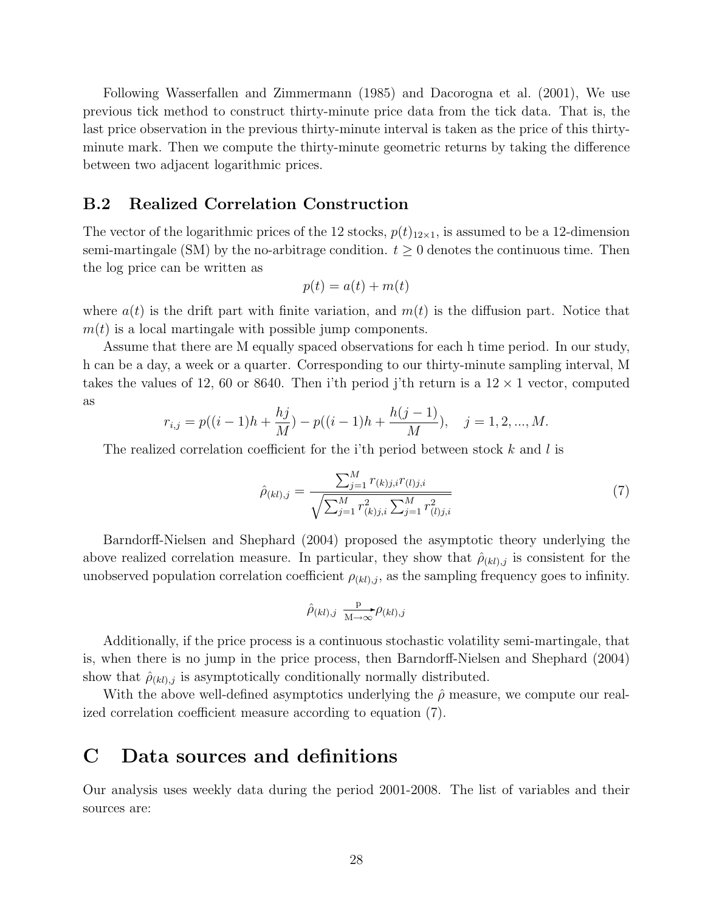Following Wasserfallen and Zimmermann (1985) and Dacorogna et al. (2001), We use previous tick method to construct thirty-minute price data from the tick data. That is, the last price observation in the previous thirty-minute interval is taken as the price of this thirty-minute mark. Then we compute the thirty-minute geometric returns by taking the difference between two adjacent logarithmic prices.

## B.2 Realized Correlation Construction

The vector of the logarithmic prices of the 12 stocks, $p(t)_{12\times 1}$, is assumed to be a 12-dimension semi-martingale (SM) by the no-arbitrage condition. $t \geq 0$ denotes the continuous time. Then the log price can be written as

$$p(t) = a(t) + m(t)$$

where $a(t)$ is the drift part with finite variation, and $m(t)$ is the diffusion part. Notice that $m(t)$ is a local martingale with possible jump components.

Assume that there are M equally spaced observations for each h time period. In our study, h can be a day, a week or a quarter. Corresponding to our thirty-minute sampling interval, M takes the values of 12, 60 or 8640. Then i'th period j'th return is a $12 \times 1$ vector, computed as

$$r_{i,j} = p((i-1)h + \frac{hj}{M}) - p((i-1)h + \frac{h(j-1)}{M}), \quad j = 1, 2, ..., M.$$

The realized correlation coefficient for the i'th period between stock $k$ and $l$ is

$$\hat{\rho}_{(kl),j} = \frac{\sum_{j=1}^{M} r_{(k)j,i} r_{(l)j,i}}{\sqrt{\sum_{j=1}^{M} r_{(k)j,i}^2 \sum_{j=1}^{M} r_{(l)j,i}^2}} \tag{7}$$

Barndorff-Nielsen and Shephard (2004) proposed the asymptotic theory underlying the above realized correlation measure. In particular, they show that $\hat{\rho}_{(kl),j}$ is consistent for the unobserved population correlation coefficient $\rho_{(kl),j}$, as the sampling frequency goes to infinity.

$$\hat{\rho}_{(kl),j} \xrightarrow[M\rightarrow\infty]{p} \rho_{(kl),j}$$

Additionally, if the price process is a continuous stochastic volatility semi-martingale, that is, when there is no jump in the price process, then Barndorff-Nielsen and Shephard (2004) show that $\hat{\rho}_{(kl),j}$ is asymptotically conditionally normally distributed.

With the above well-defined asymptotics underlying the $\hat{\rho}$ measure, we compute our realized correlation coefficient measure according to equation (7).

# C Data sources and definitions

Our analysis uses weekly data during the period 2001-2008. The list of variables and their sources are: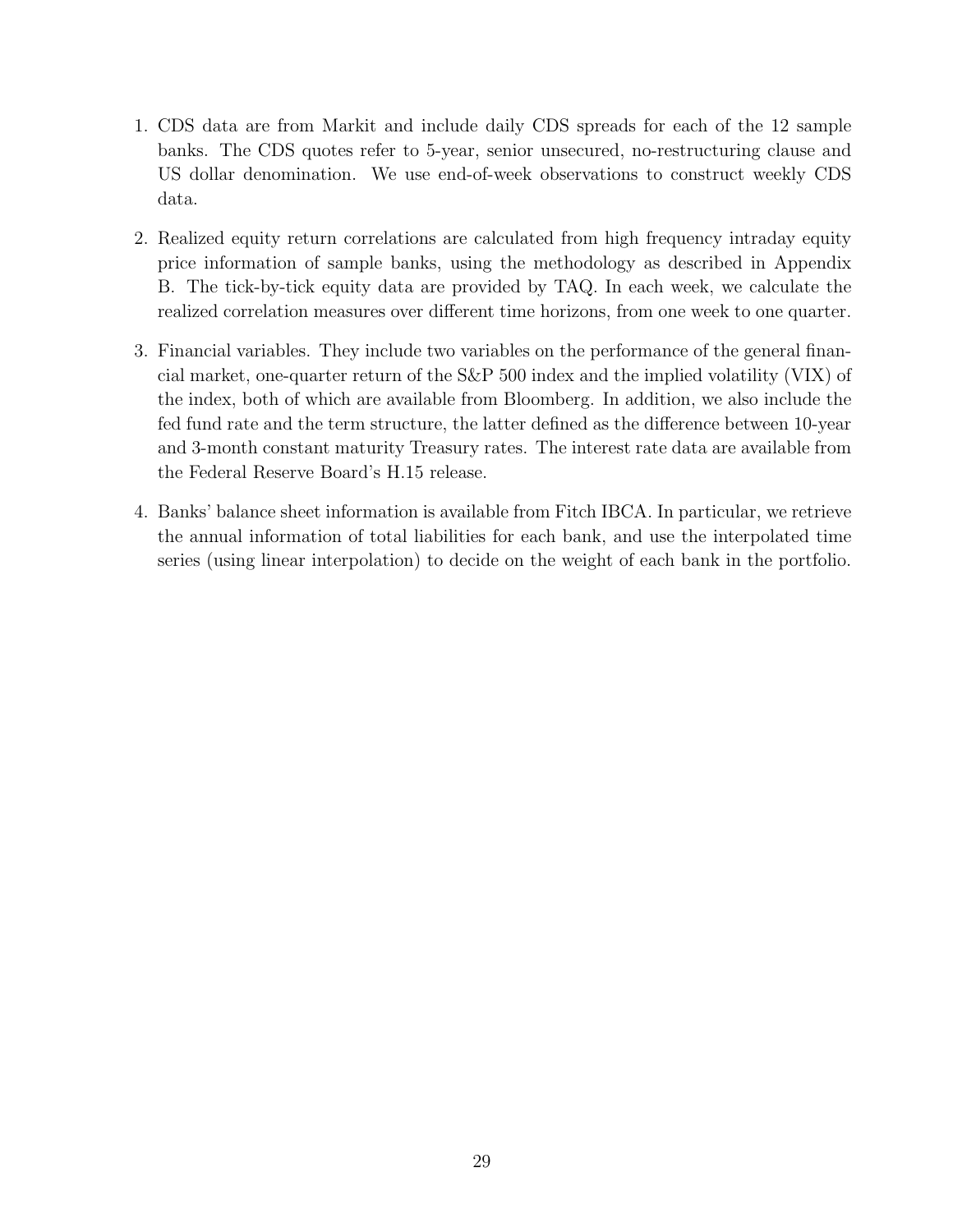1. CDS data are from Markit and include daily CDS spreads for each of the 12 sample banks. The CDS quotes refer to 5-year, senior unsecured, no-restructuring clause and US dollar denomination. We use end-of-week observations to construct weekly CDS data.

2. Realized equity return correlations are calculated from high frequency intraday equity price information of sample banks, using the methodology as described in Appendix B. The tick-by-tick equity data are provided by TAQ. In each week, we calculate the realized correlation measures over different time horizons, from one week to one quarter.

3. Financial variables. They include two variables on the performance of the general financial market, one-quarter return of the S&P 500 index and the implied volatility (VIX) of the index, both of which are available from Bloomberg. In addition, we also include the fed fund rate and the term structure, the latter defined as the difference between 10-year and 3-month constant maturity Treasury rates. The interest rate data are available from the Federal Reserve Board's H.15 release.

4. Banks' balance sheet information is available from Fitch IBCA. In particular, we retrieve the annual information of total liabilities for each bank, and use the interpolated time series (using linear interpolation) to decide on the weight of each bank in the portfolio.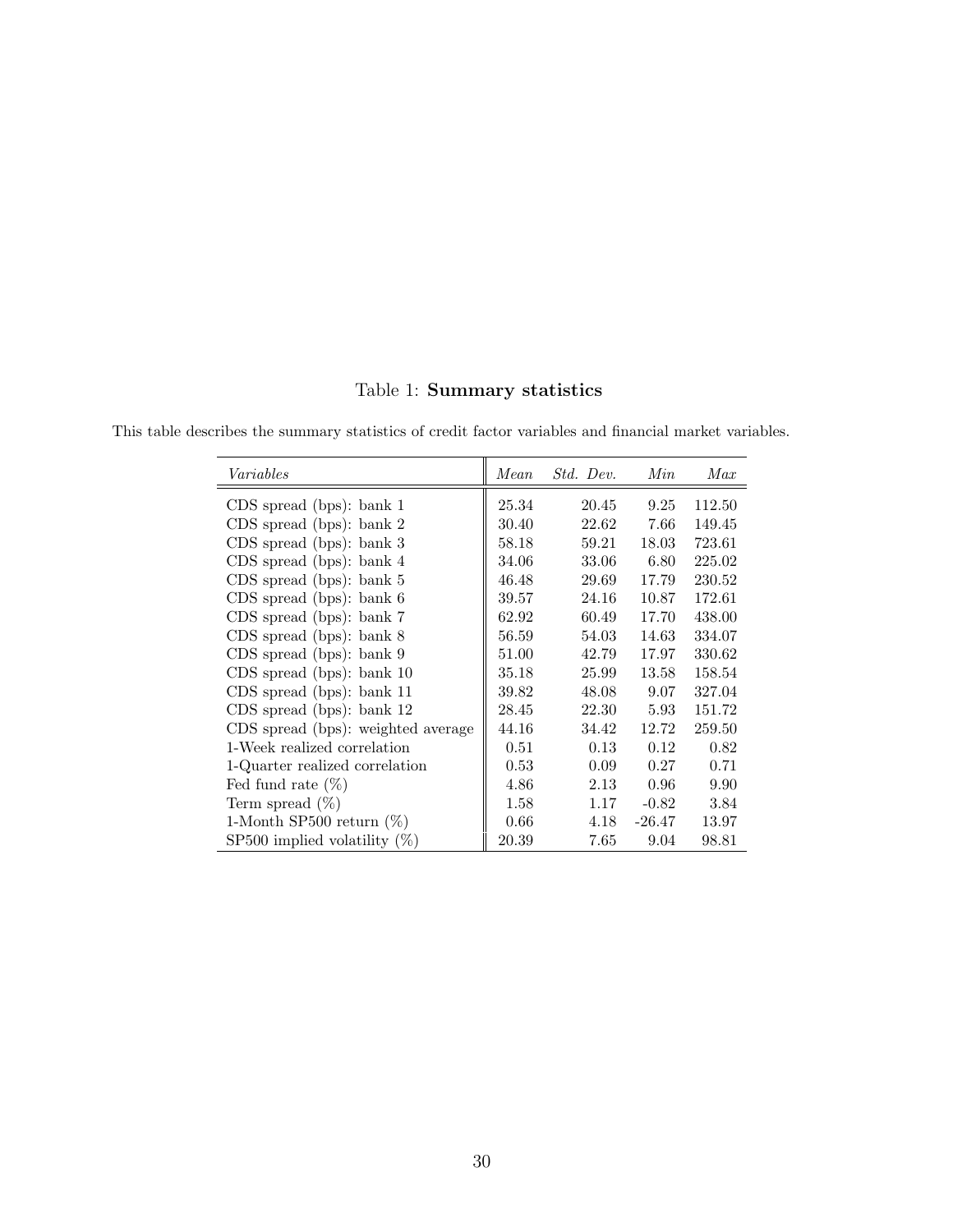Table 1: **Summary statistics**

This table describes the summary statistics of credit factor variables and financial market variables.

| *Variables* | *Mean* | *Std. Dev.* | *Min* | *Max* |
|---|---|---|---|---|
| CDS spread (bps): bank 1 | 25.34 | 20.45 | 9.25 | 112.50 |
| CDS spread (bps): bank 2 | 30.40 | 22.62 | 7.66 | 149.45 |
| CDS spread (bps): bank 3 | 58.18 | 59.21 | 18.03 | 723.61 |
| CDS spread (bps): bank 4 | 34.06 | 33.06 | 6.80 | 225.02 |
| CDS spread (bps): bank 5 | 46.48 | 29.69 | 17.79 | 230.52 |
| CDS spread (bps): bank 6 | 39.57 | 24.16 | 10.87 | 172.61 |
| CDS spread (bps): bank 7 | 62.92 | 60.49 | 17.70 | 438.00 |
| CDS spread (bps): bank 8 | 56.59 | 54.03 | 14.63 | 334.07 |
| CDS spread (bps): bank 9 | 51.00 | 42.79 | 17.97 | 330.62 |
| CDS spread (bps): bank 10 | 35.18 | 25.99 | 13.58 | 158.54 |
| CDS spread (bps): bank 11 | 39.82 | 48.08 | 9.07 | 327.04 |
| CDS spread (bps): bank 12 | 28.45 | 22.30 | 5.93 | 151.72 |
| CDS spread (bps): weighted average | 44.16 | 34.42 | 12.72 | 259.50 |
| 1-Week realized correlation | 0.51 | 0.13 | 0.12 | 0.82 |
| 1-Quarter realized correlation | 0.53 | 0.09 | 0.27 | 0.71 |
| Fed fund rate (%) | 4.86 | 2.13 | 0.96 | 9.90 |
| Term spread (%) | 1.58 | 1.17 | -0.82 | 3.84 |
| 1-Month SP500 return (%) | 0.66 | 4.18 | -26.47 | 13.97 |
| SP500 implied volatility (%) | 20.39 | 7.65 | 9.04 | 98.81 |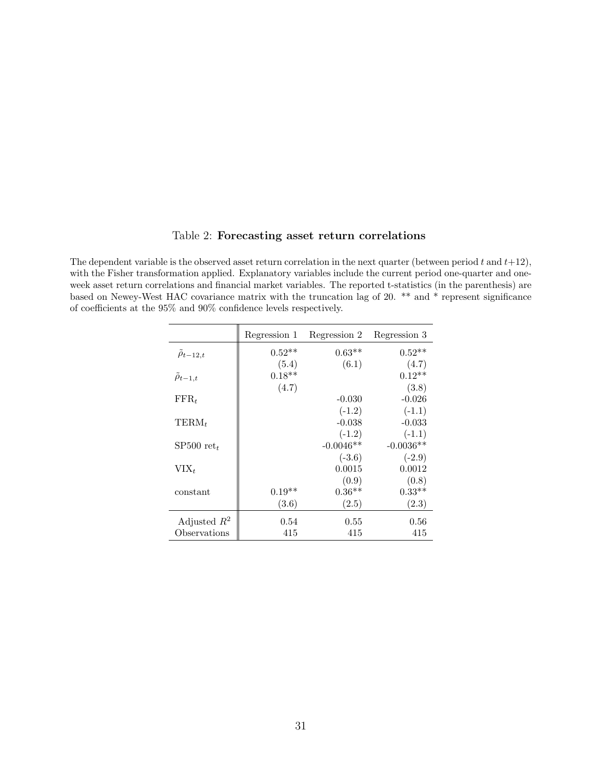Table 2: **Forecasting asset return correlations**

The dependent variable is the observed asset return correlation in the next quarter (between period $t$ and $t$+12), with the Fisher transformation applied. Explanatory variables include the current period one-quarter and one-week asset return correlations and financial market variables. The reported t-statistics (in the parenthesis) are based on Newey-West HAC covariance matrix with the truncation lag of 20. ** and * represent significance of coefficients at the 95% and 90% confidence levels respectively.

| | Regression 1 | Regression 2 | Regression 3 |
|---|---|---|---|
| $\tilde{\rho}_{t-12,t}$ | 0.52** | 0.63** | 0.52** |
| | (5.4) | (6.1) | (4.7) |
| $\tilde{\rho}_{t-1,t}$ | 0.18** | | 0.12** |
| | (4.7) | | (3.8) |
| $\text{FFR}_t$ | | -0.030 | -0.026 |
| | | (-1.2) | (-1.1) |
| $\text{TERM}_t$ | | -0.038 | -0.033 |
| | | (-1.2) | (-1.1) |
| SP500 $\text{ret}_t$ | | -0.0046** | -0.0036** |
| | | (-3.6) | (-2.9) |
| $\text{VIX}_t$ | | 0.0015 | 0.0012 |
| | | (0.9) | (0.8) |
| constant | 0.19** | 0.36** | 0.33** |
| | (3.6) | (2.5) | (2.3) |
| Adjusted $R^2$ | 0.54 | 0.55 | 0.56 |
| Observations | 415 | 415 | 415 |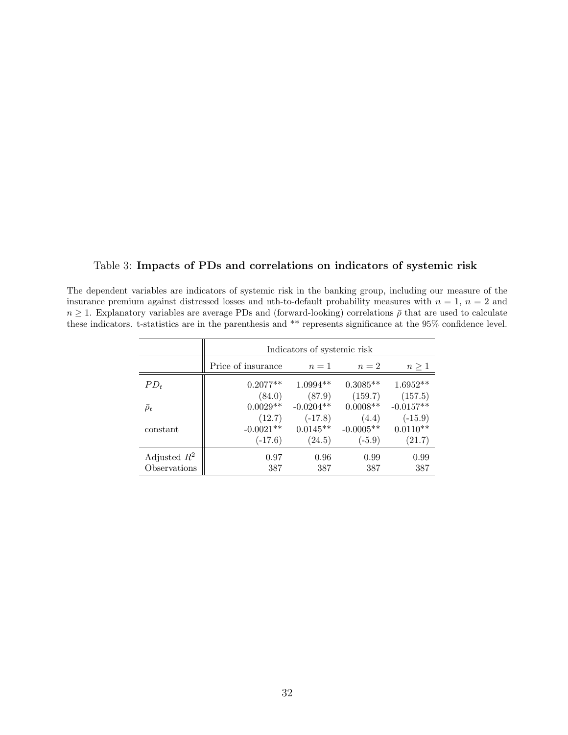Table 3: **Impacts of PDs and correlations on indicators of systemic risk**

The dependent variables are indicators of systemic risk in the banking group, including our measure of the insurance premium against distressed losses and nth-to-default probability measures with $n = 1$, $n = 2$ and $n \geq 1$. Explanatory variables are average PDs and (forward-looking) correlations $\bar{\rho}$ that are used to calculate these indicators. t-statistics are in the parenthesis and ** represents significance at the 95% confidence level.

| | Indicators of systemic risk | | | |
|---|---|---|---|---|
| | Price of insurance | $n = 1$ | $n = 2$ | $n \geq 1$ |
| $PD_t$ | 0.2077** | 1.0994** | 0.3085** | 1.6952** |
| | (84.0) | (87.9) | (159.7) | (157.5) |
| $\bar{\rho}_t$ | 0.0029** | -0.0204** | 0.0008** | -0.0157** |
| | (12.7) | (-17.8) | (4.4) | (-15.9) |
| constant | -0.0021** | 0.0145** | -0.0005** | 0.0110** |
| | (-17.6) | (24.5) | (-5.9) | (21.7) |
| Adjusted $R^2$ | 0.97 | 0.96 | 0.99 | 0.99 |
| Observations | 387 | 387 | 387 | 387 |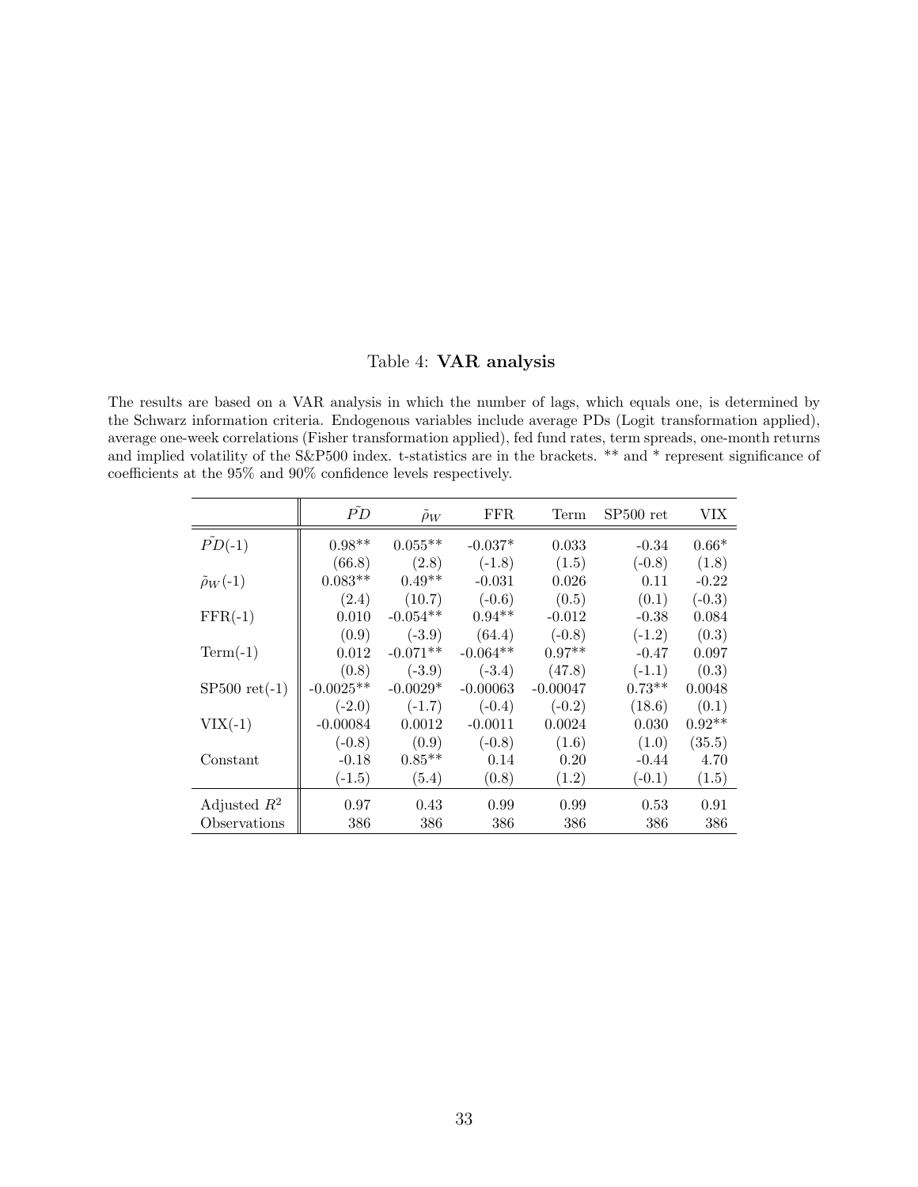Table 4: **VAR analysis**

The results are based on a VAR analysis in which the number of lags, which equals one, is determined by the Schwarz information criteria. Endogenous variables include average PDs (Logit transformation applied), average one-week correlations (Fisher transformation applied), fed fund rates, term spreads, one-month returns and implied volatility of the S&P500 index. t-statistics are in the brackets. ** and * represent significance of coefficients at the 95% and 90% confidence levels respectively.

| | $\tilde{PD}$ | $\tilde{\rho}_W$ | FFR | Term | SP500 ret | VIX |
|---|---|---|---|---|---|---|
| $\tilde{PD}$(-1) | 0.98** | 0.055** | -0.037* | 0.033 | -0.34 | 0.66* |
| | (66.8) | (2.8) | (-1.8) | (1.5) | (-0.8) | (1.8) |
| $\tilde{\rho}_W$(-1) | 0.083** | 0.49** | -0.031 | 0.026 | 0.11 | -0.22 |
| | (2.4) | (10.7) | (-0.6) | (0.5) | (0.1) | (-0.3) |
| FFR(-1) | 0.010 | -0.054** | 0.94** | -0.012 | -0.38 | 0.084 |
| | (0.9) | (-3.9) | (64.4) | (-0.8) | (-1.2) | (0.3) |
| Term(-1) | 0.012 | -0.071** | -0.064** | 0.97** | -0.47 | 0.097 |
| | (0.8) | (-3.9) | (-3.4) | (47.8) | (-1.1) | (0.3) |
| SP500 ret(-1) | -0.0025** | -0.0029* | -0.00063 | -0.00047 | 0.73** | 0.0048 |
| | (-2.0) | (-1.7) | (-0.4) | (-0.2) | (18.6) | (0.1) |
| VIX(-1) | -0.00084 | 0.0012 | -0.0011 | 0.0024 | 0.030 | 0.92** |
| | (-0.8) | (0.9) | (-0.8) | (1.6) | (1.0) | (35.5) |
| Constant | -0.18 | 0.85** | 0.14 | 0.20 | -0.44 | 4.70 |
| | (-1.5) | (5.4) | (0.8) | (1.2) | (-0.1) | (1.5) |
| Adjusted $R^2$ | 0.97 | 0.43 | 0.99 | 0.99 | 0.53 | 0.91 |
| Observations | 386 | 386 | 386 | 386 | 386 | 386 |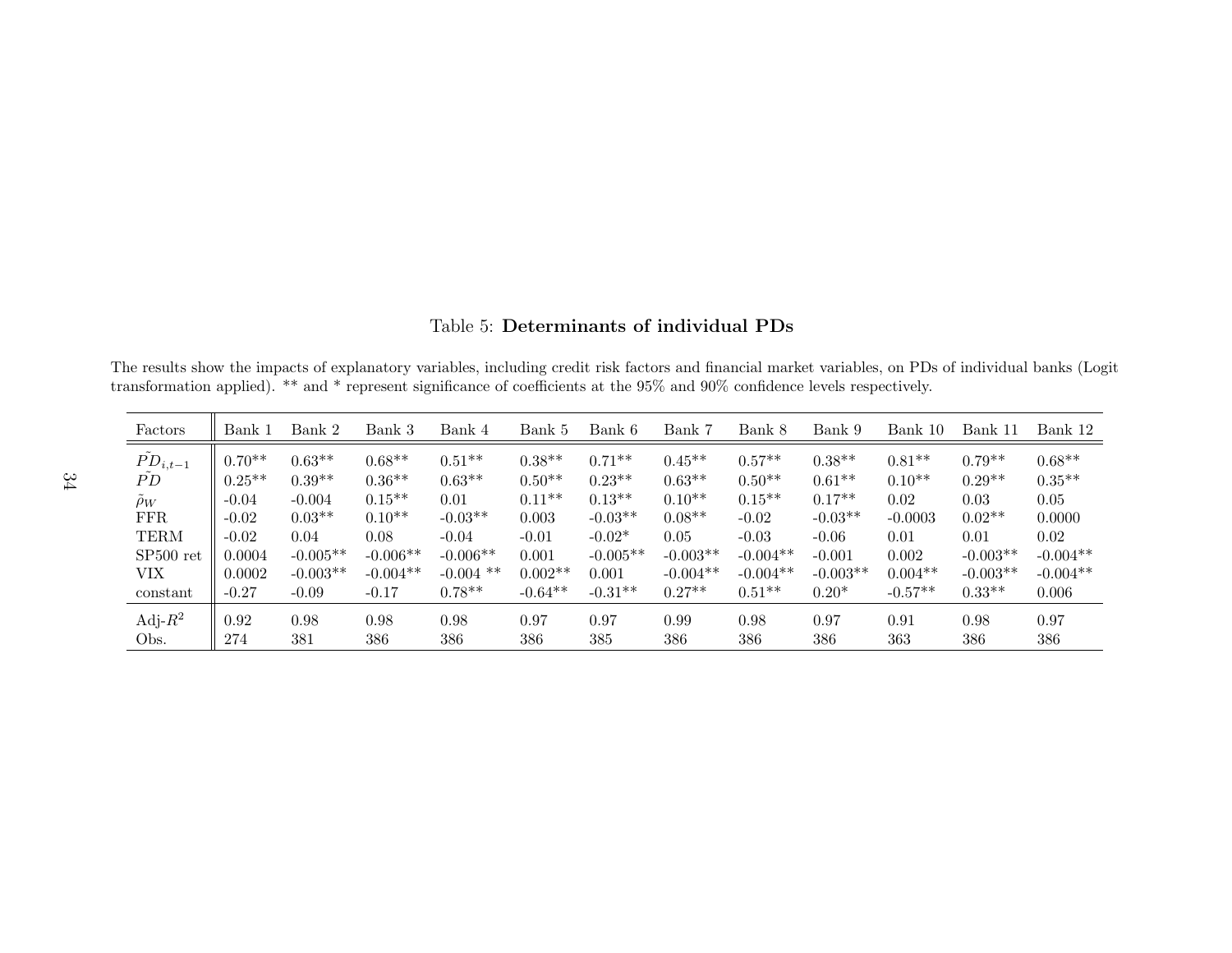Table 5: **Determinants of individual PDs**

The results show the impacts of explanatory variables, including credit risk factors and financial market variables, on PDs of individual banks (Logit transformation applied). ** and * represent significance of coefficients at the 95% and 90% confidence levels respectively.

| Factors | Bank 1 | Bank 2 | Bank 3 | Bank 4 | Bank 5 | Bank 6 | Bank 7 | Bank 8 | Bank 9 | Bank 10 | Bank 11 | Bank 12 |
|---|---|---|---|---|---|---|---|---|---|---|---|---|
| $\tilde{PD}_{i,t-1}$ | 0.70** | 0.63** | 0.68** | 0.51** | 0.38** | 0.71** | 0.45** | 0.57** | 0.38** | 0.81** | 0.79** | 0.68** |
| $\tilde{PD}$ | 0.25** | 0.39** | 0.36** | 0.63** | 0.50** | 0.23** | 0.63** | 0.50** | 0.61** | 0.10** | 0.29** | 0.35** |
| $\tilde{\rho}_W$ | -0.04 | -0.004 | 0.15** | 0.01 | 0.11** | 0.13** | 0.10** | 0.15** | 0.17** | 0.02 | 0.03 | 0.05 |
| FFR | -0.02 | 0.03** | 0.10** | -0.03** | 0.003 | -0.03** | 0.08** | -0.02 | -0.03** | -0.0003 | 0.02** | 0.0000 |
| TERM | -0.02 | 0.04 | 0.08 | -0.04 | -0.01 | -0.02* | 0.05 | -0.03 | -0.06 | 0.01 | 0.01 | 0.02 |
| SP500 ret | 0.0004 | -0.005** | -0.006** | -0.006** | 0.001 | -0.005** | -0.003** | -0.004** | -0.001 | 0.002 | -0.003** | -0.004** |
| VIX | 0.0002 | -0.003** | -0.004** | -0.004 ** | 0.002** | 0.001 | -0.004** | -0.004** | -0.003** | 0.004** | -0.003** | -0.004** |
| constant | -0.27 | -0.09 | -0.17 | 0.78** | -0.64** | -0.31** | 0.27** | 0.51** | 0.20* | -0.57** | 0.33** | 0.006 |
| Adj-$R^2$ | 0.92 | 0.98 | 0.98 | 0.98 | 0.97 | 0.97 | 0.99 | 0.98 | 0.97 | 0.91 | 0.98 | 0.97 |
| Obs. | 274 | 381 | 386 | 386 | 386 | 385 | 386 | 386 | 386 | 363 | 386 | 386 |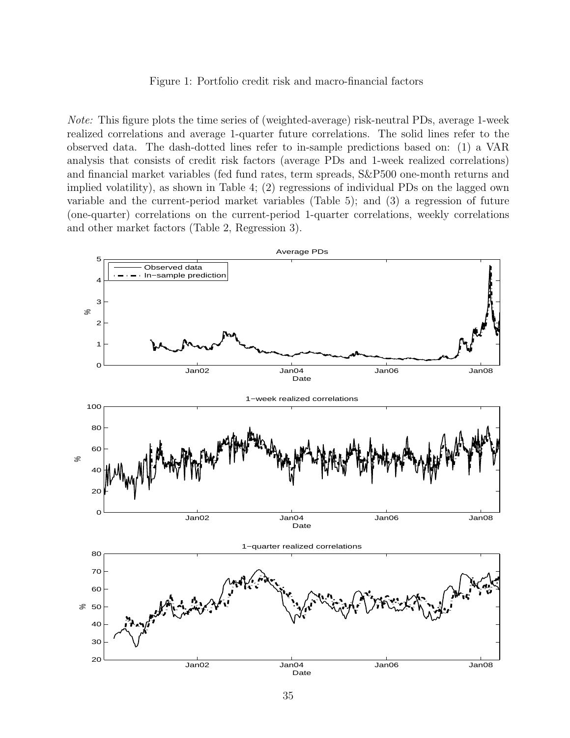Figure 1: Portfolio credit risk and macro-financial factors

*Note:* This figure plots the time series of (weighted-average) risk-neutral PDs, average 1-week realized correlations and average 1-quarter future correlations. The solid lines refer to the observed data. The dash-dotted lines refer to in-sample predictions based on: (1) a VAR analysis that consists of credit risk factors (average PDs and 1-week realized correlations) and financial market variables (fed fund rates, term spreads, S&P500 one-month returns and implied volatility), as shown in Table 4; (2) regressions of individual PDs on the lagged own variable and the current-period market variables (Table 5); and (3) a regression of future (one-quarter) correlations on the current-period 1-quarter correlations, weekly correlations and other market factors (Table 2, Regression 3).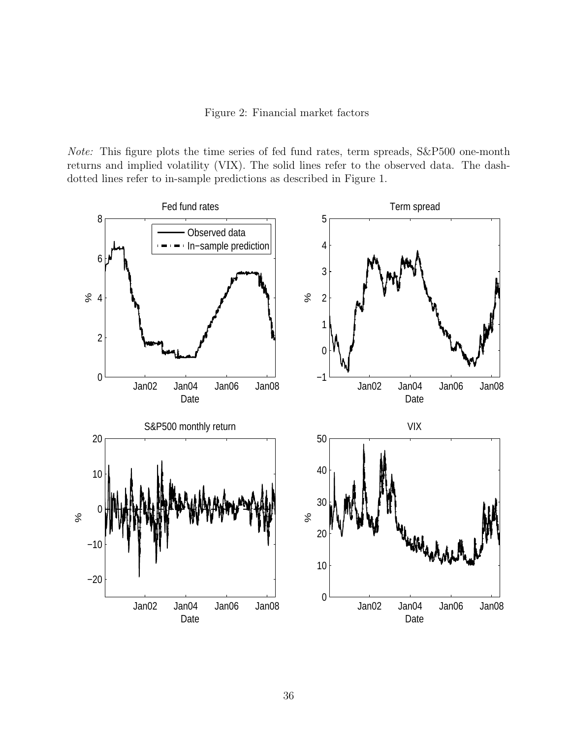Figure 2: Financial market factors

*Note:* This figure plots the time series of fed fund rates, term spreads, S&P500 one-month returns and implied volatility (VIX). The solid lines refer to the observed data. The dash-dotted lines refer to in-sample predictions as described in Figure 1.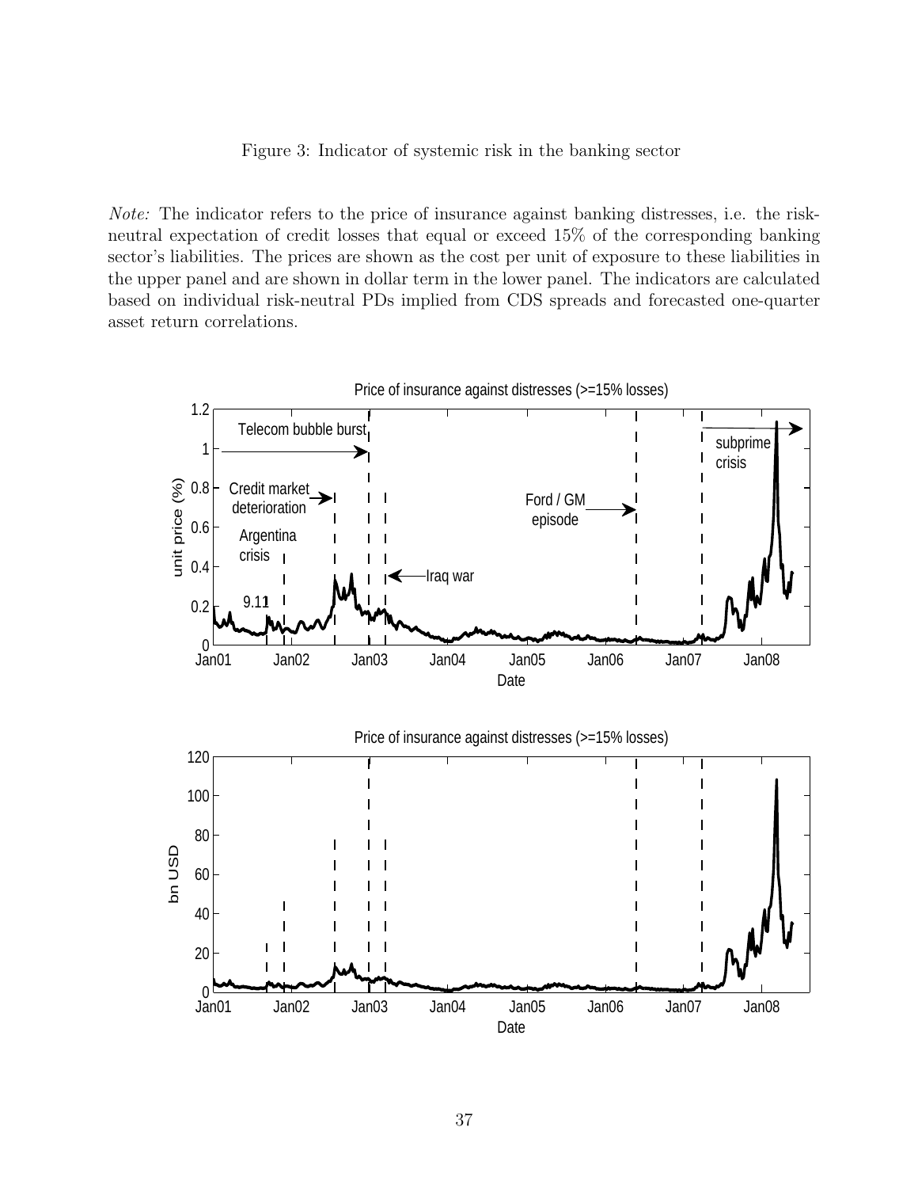Figure 3: Indicator of systemic risk in the banking sector

*Note:* The indicator refers to the price of insurance against banking distresses, i.e. the risk-neutral expectation of credit losses that equal or exceed 15% of the corresponding banking sector's liabilities. The prices are shown as the cost per unit of exposure to these liabilities in the upper panel and are shown in dollar term in the lower panel. The indicators are calculated based on individual risk-neutral PDs implied from CDS spreads and forecasted one-quarter asset return correlations.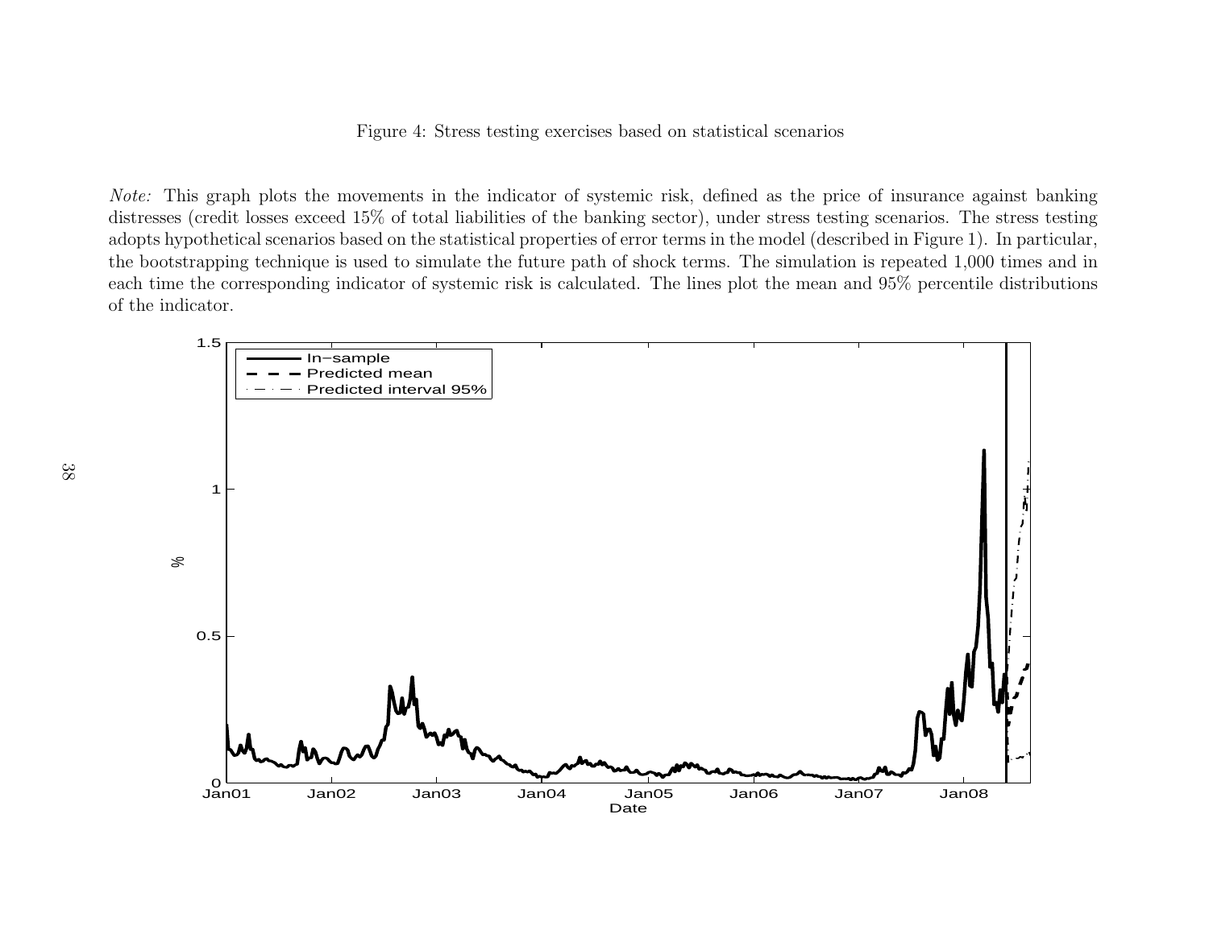Figure 4: Stress testing exercises based on statistical scenarios

*Note:* This graph plots the movements in the indicator of systemic risk, defined as the price of insurance against banking distresses (credit losses exceed 15% of total liabilities of the banking sector), under stress testing scenarios. The stress testing adopts hypothetical scenarios based on the statistical properties of error terms in the model (described in Figure 1). In particular, the bootstrapping technique is used to simulate the future path of shock terms. The simulation is repeated 1,000 times and in each time the corresponding indicator of systemic risk is calculated. The lines plot the mean and 95% percentile distributions of the indicator.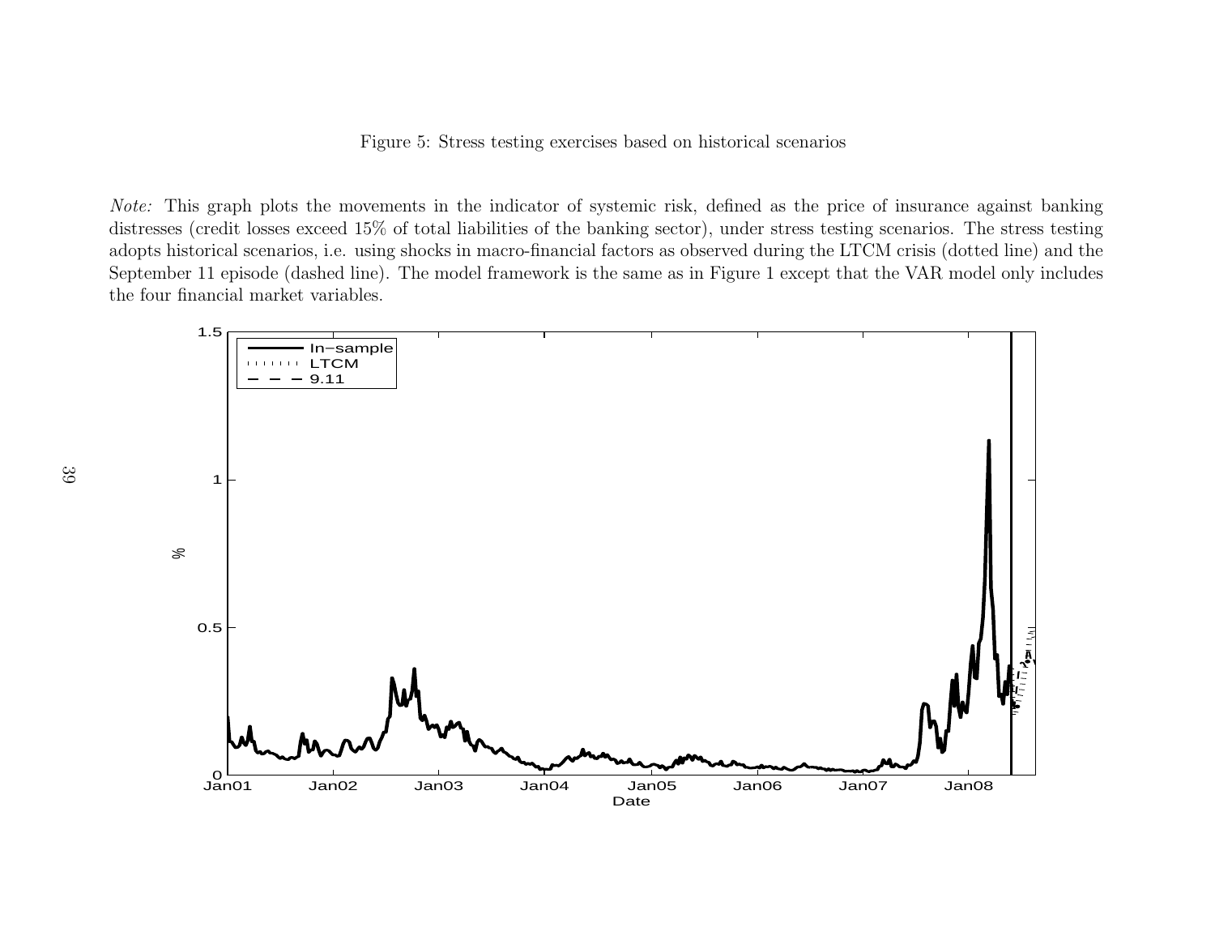Figure 5: Stress testing exercises based on historical scenarios

*Note:* This graph plots the movements in the indicator of systemic risk, defined as the price of insurance against banking distresses (credit losses exceed 15% of total liabilities of the banking sector), under stress testing scenarios. The stress testing adopts historical scenarios, i.e. using shocks in macro-financial factors as observed during the LTCM crisis (dotted line) and the September 11 episode (dashed line). The model framework is the same as in Figure 1 except that the VAR model only includes the four financial market variables.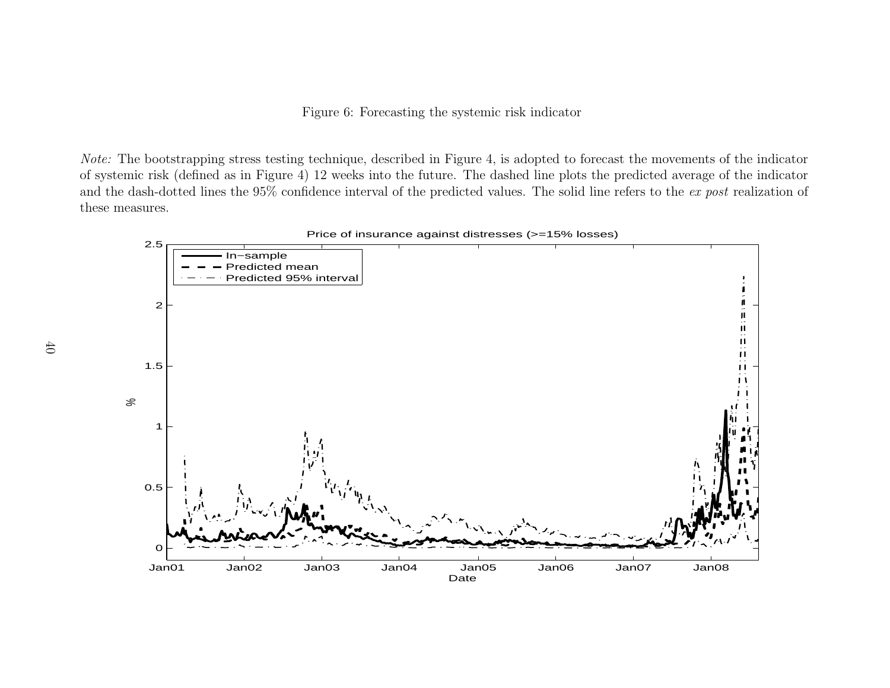Figure 6: Forecasting the systemic risk indicator

*Note:* The bootstrapping stress testing technique, described in Figure 4, is adopted to forecast the movements of the indicator of systemic risk (defined as in Figure 4) 12 weeks into the future. The dashed line plots the predicted average of the indicator and the dash-dotted lines the 95% confidence interval of the predicted values. The solid line refers to the *ex post* realization of these measures.

Price of insurance against distresses (>=15% losses)

In−sample
Predicted mean
Predicted 95% interval

%

2.5
2
1.5
1
0.5
0

Jan01 Jan02 Jan03 Jan04 Jan05 Jan06 Jan07 Jan08

Date